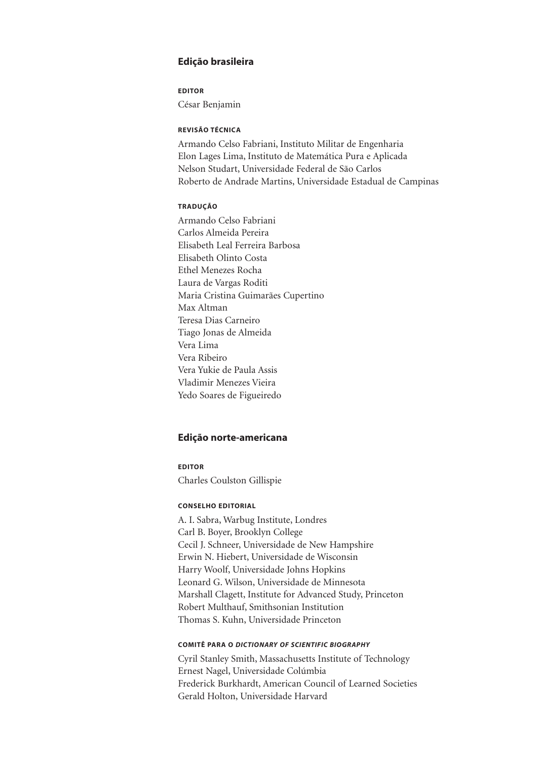## Edição brasileira

**EDITOR**

César Benjamin

**REVISÃO TÉCNICA**

Armando Celso Fabriani, Instituto Militar de Engenharia
Elon Lages Lima, Instituto de Matemática Pura e Aplicada
Nelson Studart, Universidade Federal de São Carlos
Roberto de Andrade Martins, Universidade Estadual de Campinas

**TRADUÇÃO**

Armando Celso Fabriani
Carlos Almeida Pereira
Elisabeth Leal Ferreira Barbosa
Elisabeth Olinto Costa
Ethel Menezes Rocha
Laura de Vargas Roditi
Maria Cristina Guimarães Cupertino
Max Altman
Teresa Dias Carneiro
Tiago Jonas de Almeida
Vera Lima
Vera Ribeiro
Vera Yukie de Paula Assis
Vladimir Menezes Vieira
Yedo Soares de Figueiredo

## Edição norte-americana

**EDITOR**

Charles Coulston Gillispie

**CONSELHO EDITORIAL**

A. I. Sabra, Warbug Institute, Londres
Carl B. Boyer, Brooklyn College
Cecil J. Schneer, Universidade de New Hampshire
Erwin N. Hiebert, Universidade de Wisconsin
Harry Woolf, Universidade Johns Hopkins
Leonard G. Wilson, Universidade de Minnesota
Marshall Clagett, Institute for Advanced Study, Princeton
Robert Multhauf, Smithsonian Institution
Thomas S. Kuhn, Universidade Princeton

**COMITÊ PARA O *DICTIONARY OF SCIENTIFIC BIOGRAPHY***

Cyril Stanley Smith, Massachusetts Institute of Technology
Ernest Nagel, Universidade Colúmbia
Frederick Burkhardt, American Council of Learned Societies
Gerald Holton, Universidade Harvard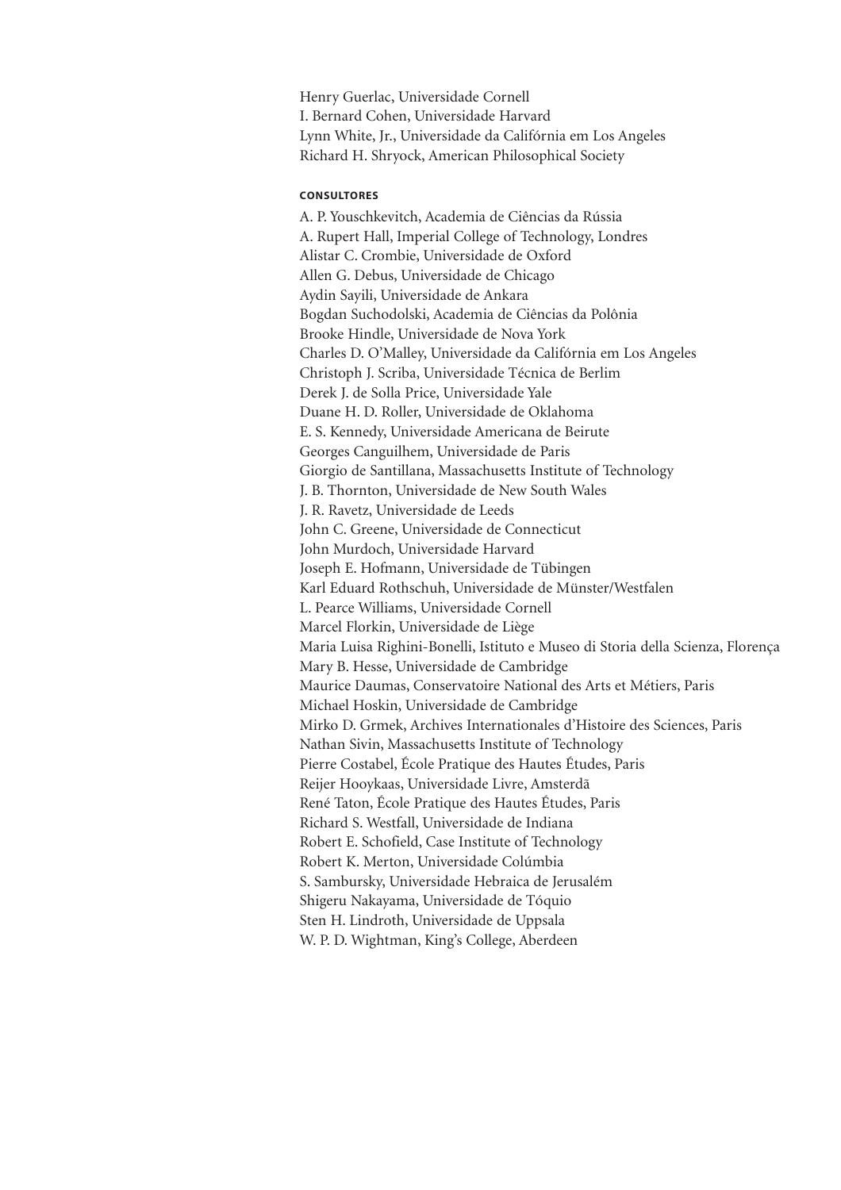Henry Guerlac, Universidade Cornell
I. Bernard Cohen, Universidade Harvard
Lynn White, Jr., Universidade da Califórnia em Los Angeles
Richard H. Shryock, American Philosophical Society

**CONSULTORES**

A. P. Youschkevitch, Academia de Ciências da Rússia
A. Rupert Hall, Imperial College of Technology, Londres
Alistar C. Crombie, Universidade de Oxford
Allen G. Debus, Universidade de Chicago
Aydin Sayili, Universidade de Ankara
Bogdan Suchodolski, Academia de Ciências da Polônia
Brooke Hindle, Universidade de Nova York
Charles D. O'Malley, Universidade da Califórnia em Los Angeles
Christoph J. Scriba, Universidade Técnica de Berlim
Derek J. de Solla Price, Universidade Yale
Duane H. D. Roller, Universidade de Oklahoma
E. S. Kennedy, Universidade Americana de Beirute
Georges Canguilhem, Universidade de Paris
Giorgio de Santillana, Massachusetts Institute of Technology
J. B. Thornton, Universidade de New South Wales
J. R. Ravetz, Universidade de Leeds
John C. Greene, Universidade de Connecticut
John Murdoch, Universidade Harvard
Joseph E. Hofmann, Universidade de Tübingen
Karl Eduard Rothschuh, Universidade de Münster/Westfalen
L. Pearce Williams, Universidade Cornell
Marcel Florkin, Universidade de Liège
Maria Luisa Righini-Bonelli, Istituto e Museo di Storia della Scienza, Florença
Mary B. Hesse, Universidade de Cambridge
Maurice Daumas, Conservatoire National des Arts et Métiers, Paris
Michael Hoskin, Universidade de Cambridge
Mirko D. Grmek, Archives Internationales d'Histoire des Sciences, Paris
Nathan Sivin, Massachusetts Institute of Technology
Pierre Costabel, École Pratique des Hautes Études, Paris
Reijer Hooykaas, Universidade Livre, Amsterdã
René Taton, École Pratique des Hautes Études, Paris
Richard S. Westfall, Universidade de Indiana
Robert E. Schofield, Case Institute of Technology
Robert K. Merton, Universidade Colúmbia
S. Sambursky, Universidade Hebraica de Jerusalém
Shigeru Nakayama, Universidade de Tóquio
Sten H. Lindroth, Universidade de Uppsala
W. P. D. Wightman, King's College, Aberdeen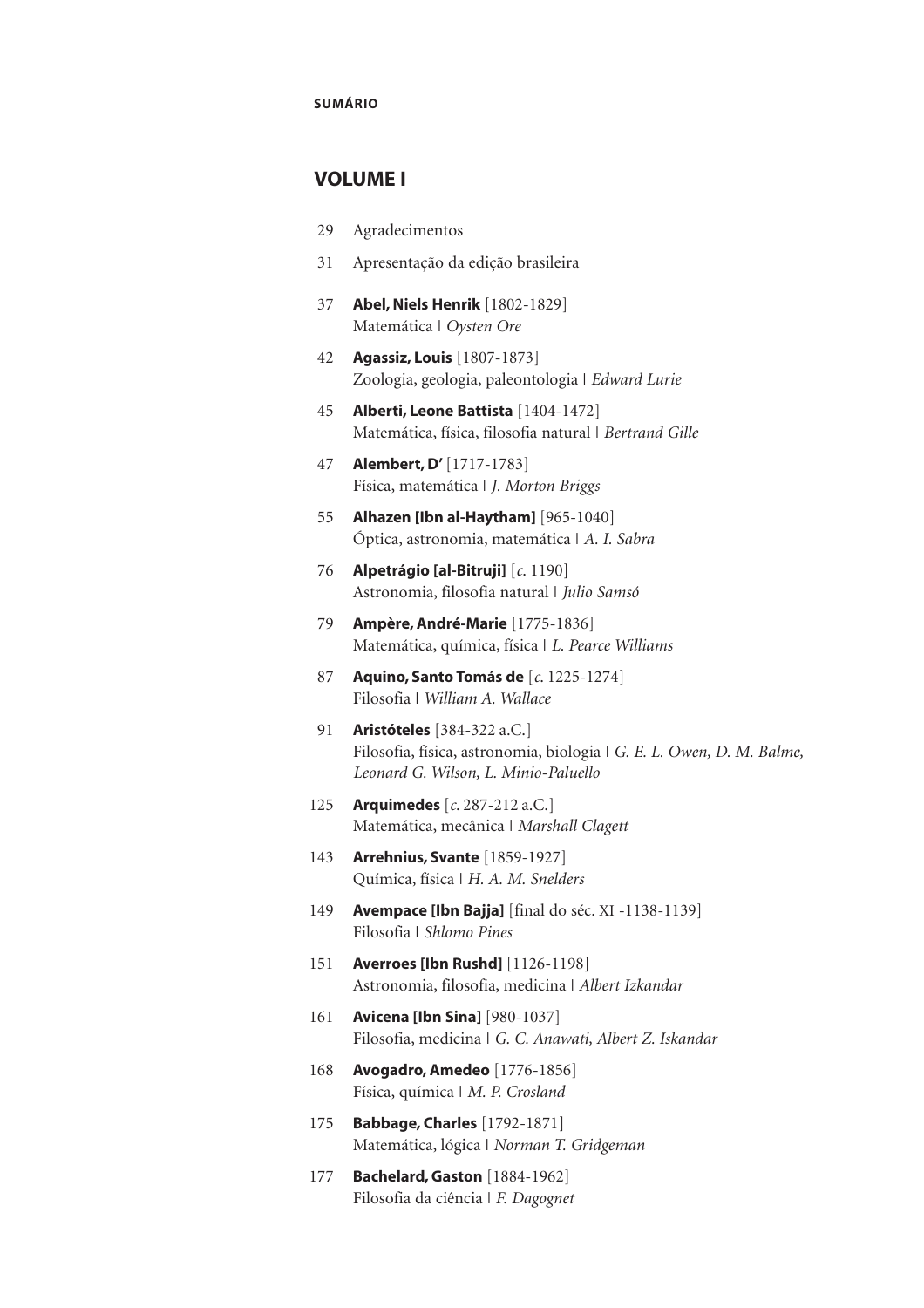**SUMÁRIO**

## VOLUME I

29 Agradecimentos

31 Apresentação da edição brasileira

37 **Abel, Niels Henrik** [1802-1829]
Matemática | *Oysten Ore*

42 **Agassiz, Louis** [1807-1873]
Zoologia, geologia, paleontologia | *Edward Lurie*

45 **Alberti, Leone Battista** [1404-1472]
Matemática, física, filosofia natural | *Bertrand Gille*

47 **Alembert, D'** [1717-1783]
Física, matemática | *J. Morton Briggs*

55 **Alhazen [Ibn al-Haytham]** [965-1040]
Óptica, astronomia, matemática | *A. I. Sabra*

76 **Alpetrágio [al-Bitruji]** [*c.* 1190]
Astronomia, filosofia natural | *Julio Samsó*

79 **Ampère, André-Marie** [1775-1836]
Matemática, química, física | *L. Pearce Williams*

87 **Aquino, Santo Tomás de** [*c.* 1225-1274]
Filosofia | *William A. Wallace*

91 **Aristóteles** [384-322 a.C.]
Filosofia, física, astronomia, biologia | *G. E. L. Owen, D. M. Balme, Leonard G. Wilson, L. Minio-Paluello*

125 **Arquimedes** [*c.* 287-212 a.C.]
Matemática, mecânica | *Marshall Clagett*

143 **Arrehnius, Svante** [1859-1927]
Química, física | *H. A. M. Snelders*

149 **Avempace [Ibn Bajja]** [final do séc. XI -1138-1139]
Filosofia | *Shlomo Pines*

151 **Averroes [Ibn Rushd]** [1126-1198]
Astronomia, filosofia, medicina | *Albert Izkandar*

161 **Avicena [Ibn Sina]** [980-1037]
Filosofia, medicina | *G. C. Anawati, Albert Z. Iskandar*

168 **Avogadro, Amedeo** [1776-1856]
Física, química | *M. P. Crosland*

175 **Babbage, Charles** [1792-1871]
Matemática, lógica | *Norman T. Gridgeman*

177 **Bachelard, Gaston** [1884-1962]
Filosofia da ciência | *F. Dagognet*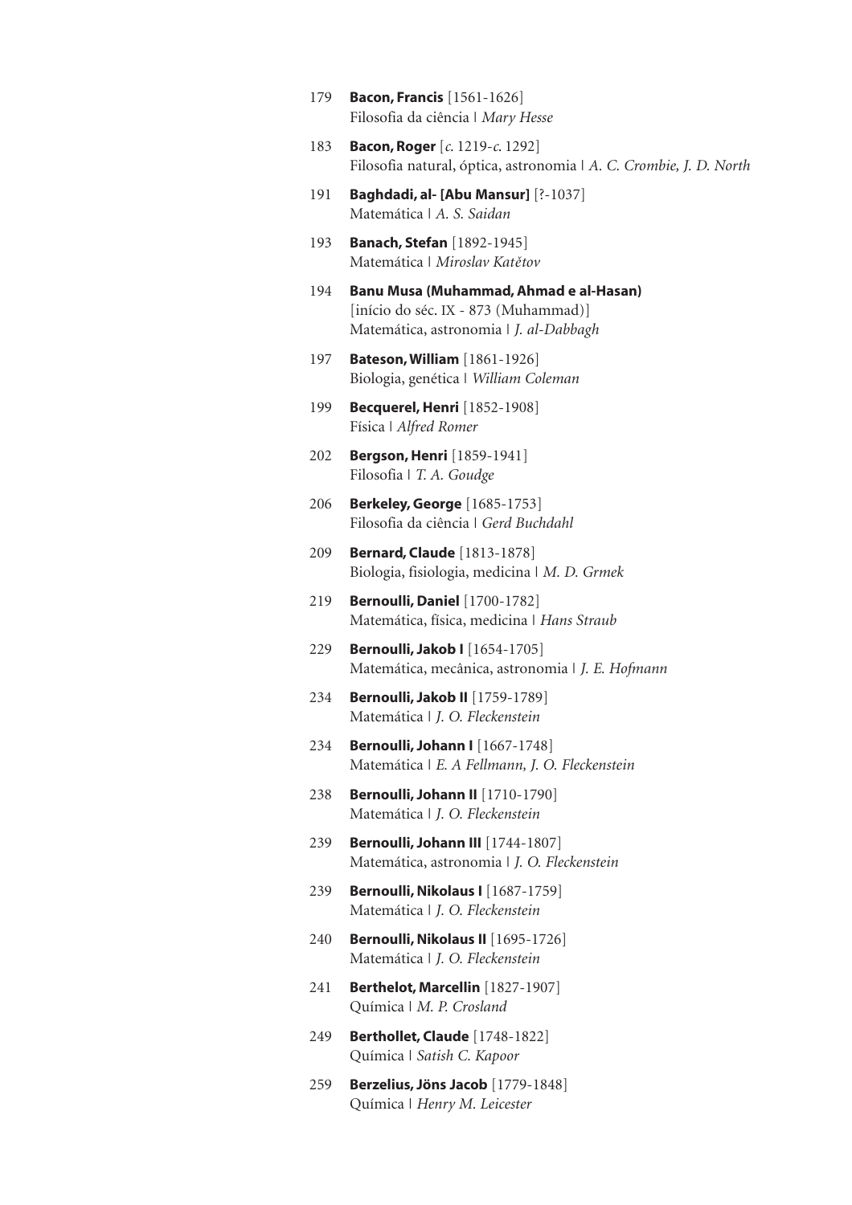179 **Bacon, Francis** [1561-1626]
Filosofia da ciência | *Mary Hesse*

183 **Bacon, Roger** [*c.* 1219-*c.* 1292]
Filosofia natural, óptica, astronomia | *A. C. Crombie, J. D. North*

191 **Baghdadi, al- [Abu Mansur]** [?-1037]
Matemática | *A. S. Saidan*

193 **Banach, Stefan** [1892-1945]
Matemática | *Miroslav Katětov*

194 **Banu Musa (Muhammad, Ahmad e al-Hasan)**
[início do séc. IX - 873 (Muhammad)]
Matemática, astronomia | *J. al-Dabbagh*

197 **Bateson, William** [1861-1926]
Biologia, genética | *William Coleman*

199 **Becquerel, Henri** [1852-1908]
Física | *Alfred Romer*

202 **Bergson, Henri** [1859-1941]
Filosofia | *T. A. Goudge*

206 **Berkeley, George** [1685-1753]
Filosofia da ciência | *Gerd Buchdahl*

209 **Bernard, Claude** [1813-1878]
Biologia, fisiologia, medicina | *M. D. Grmek*

219 **Bernoulli, Daniel** [1700-1782]
Matemática, física, medicina | *Hans Straub*

229 **Bernoulli, Jakob I** [1654-1705]
Matemática, mecânica, astronomia | *J. E. Hofmann*

234 **Bernoulli, Jakob II** [1759-1789]
Matemática | *J. O. Fleckenstein*

234 **Bernoulli, Johann I** [1667-1748]
Matemática | *E. A Fellmann, J. O. Fleckenstein*

238 **Bernoulli, Johann II** [1710-1790]
Matemática | *J. O. Fleckenstein*

239 **Bernoulli, Johann III** [1744-1807]
Matemática, astronomia | *J. O. Fleckenstein*

239 **Bernoulli, Nikolaus I** [1687-1759]
Matemática | *J. O. Fleckenstein*

240 **Bernoulli, Nikolaus II** [1695-1726]
Matemática | *J. O. Fleckenstein*

241 **Berthelot, Marcellin** [1827-1907]
Química | *M. P. Crosland*

249 **Berthollet, Claude** [1748-1822]
Química | *Satish C. Kapoor*

259 **Berzelius, Jöns Jacob** [1779-1848]
Química | *Henry M. Leicester*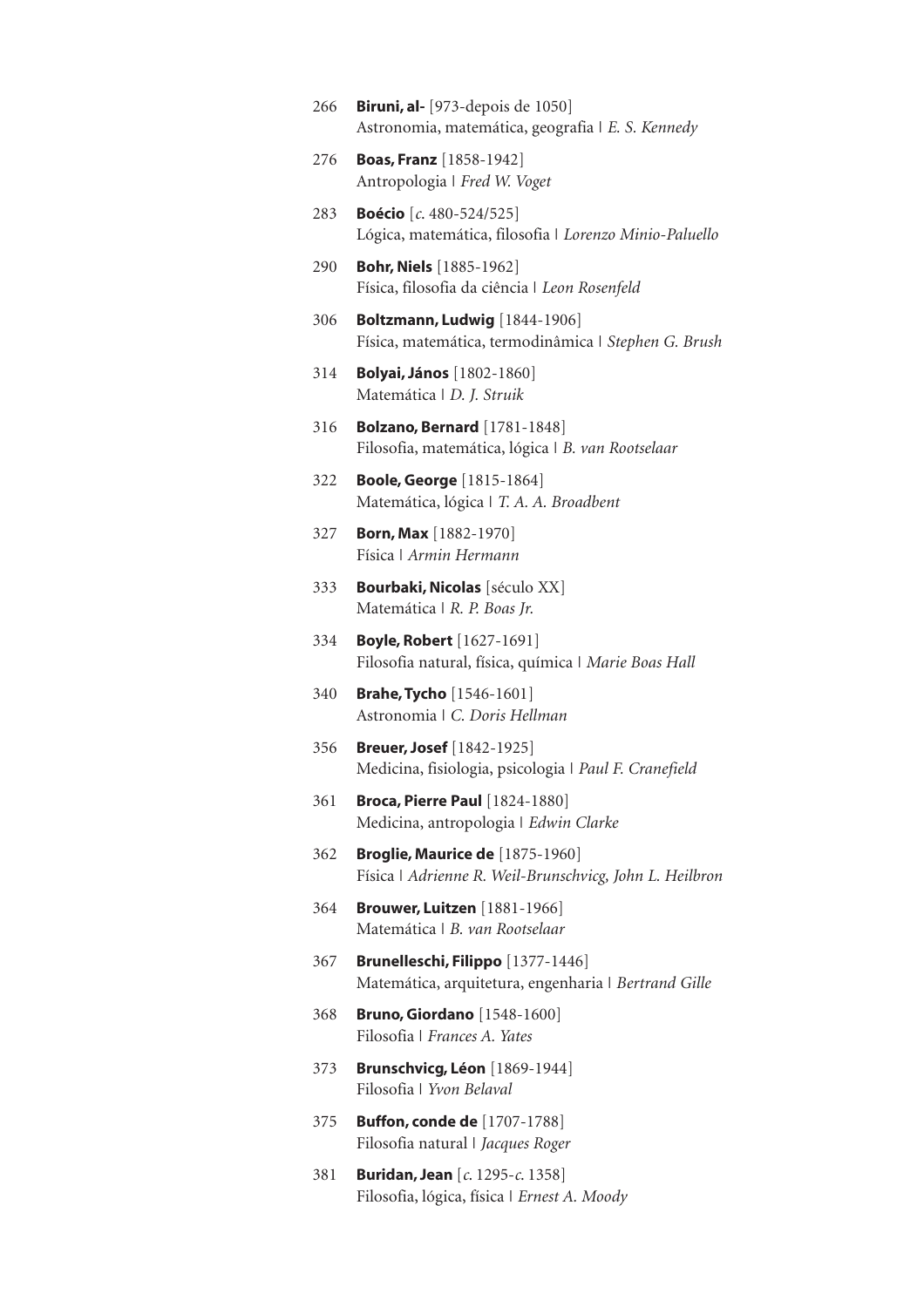266 **Biruni, al-** [973-depois de 1050]
Astronomia, matemática, geografia | *E. S. Kennedy*

276 **Boas, Franz** [1858-1942]
Antropologia | *Fred W. Voget*

283 **Boécio** [*c.* 480-524/525]
Lógica, matemática, filosofia | *Lorenzo Minio-Paluello*

290 **Bohr, Niels** [1885-1962]
Física, filosofia da ciência | *Leon Rosenfeld*

306 **Boltzmann, Ludwig** [1844-1906]
Física, matemática, termodinâmica | *Stephen G. Brush*

314 **Bolyai, János** [1802-1860]
Matemática | *D. J. Struik*

316 **Bolzano, Bernard** [1781-1848]
Filosofia, matemática, lógica | *B. van Rootselaar*

322 **Boole, George** [1815-1864]
Matemática, lógica | *T. A. A. Broadbent*

327 **Born, Max** [1882-1970]
Física | *Armin Hermann*

333 **Bourbaki, Nicolas** [século XX]
Matemática | *R. P. Boas Jr.*

334 **Boyle, Robert** [1627-1691]
Filosofia natural, física, química | *Marie Boas Hall*

340 **Brahe, Tycho** [1546-1601]
Astronomia | *C. Doris Hellman*

356 **Breuer, Josef** [1842-1925]
Medicina, fisiologia, psicologia | *Paul F. Cranefield*

361 **Broca, Pierre Paul** [1824-1880]
Medicina, antropologia | *Edwin Clarke*

362 **Broglie, Maurice de** [1875-1960]
Física | *Adrienne R. Weil-Brunschvicg, John L. Heilbron*

364 **Brouwer, Luitzen** [1881-1966]
Matemática | *B. van Rootselaar*

367 **Brunelleschi, Filippo** [1377-1446]
Matemática, arquitetura, engenharia | *Bertrand Gille*

368 **Bruno, Giordano** [1548-1600]
Filosofia | *Frances A. Yates*

373 **Brunschvicg, Léon** [1869-1944]
Filosofia | *Yvon Belaval*

375 **Buffon, conde de** [1707-1788]
Filosofia natural | *Jacques Roger*

381 **Buridan, Jean** [*c.* 1295-*c.* 1358]
Filosofia, lógica, física | *Ernest A. Moody*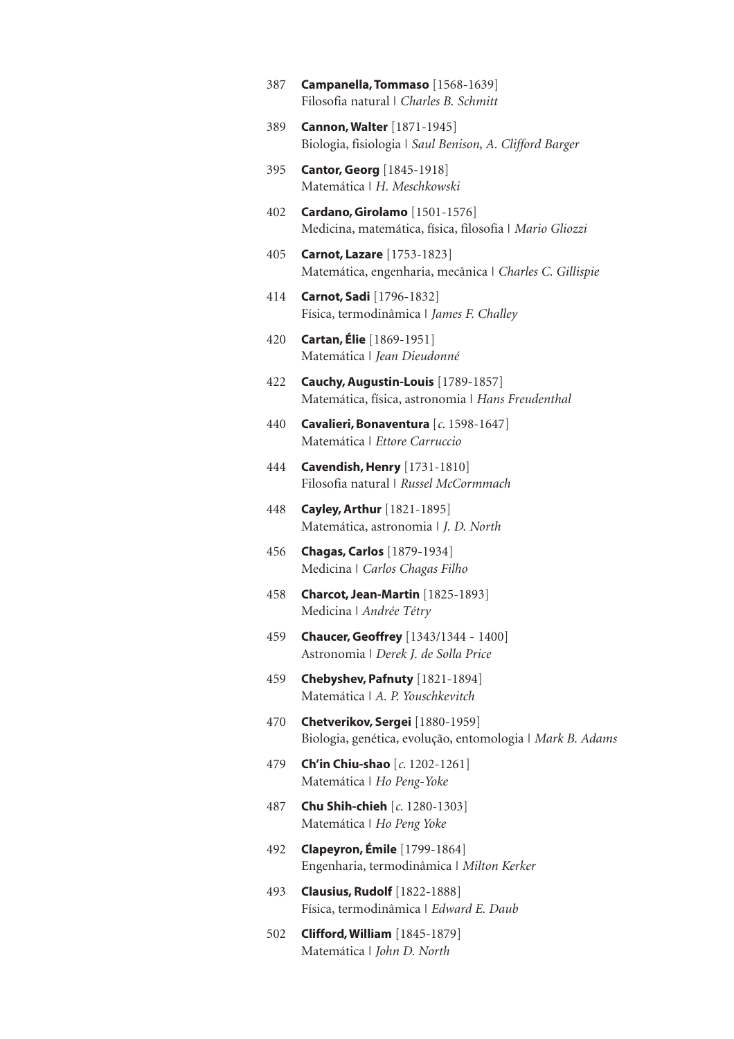387 **Campanella, Tommaso** [1568-1639]
Filosofia natural | *Charles B. Schmitt*

389 **Cannon, Walter** [1871-1945]
Biologia, fisiologia | *Saul Benison, A. Clifford Barger*

395 **Cantor, Georg** [1845-1918]
Matemática | *H. Meschkowski*

402 **Cardano, Girolamo** [1501-1576]
Medicina, matemática, física, filosofia | *Mario Gliozzi*

405 **Carnot, Lazare** [1753-1823]
Matemática, engenharia, mecânica | *Charles C. Gillispie*

414 **Carnot, Sadi** [1796-1832]
Física, termodinâmica | *James F. Challey*

420 **Cartan, Élie** [1869-1951]
Matemática | *Jean Dieudonné*

422 **Cauchy, Augustin-Louis** [1789-1857]
Matemática, física, astronomia | *Hans Freudenthal*

440 **Cavalieri, Bonaventura** [*c.* 1598-1647]
Matemática | *Ettore Carruccio*

444 **Cavendish, Henry** [1731-1810]
Filosofia natural | *Russel McCormmach*

448 **Cayley, Arthur** [1821-1895]
Matemática, astronomia | *J. D. North*

456 **Chagas, Carlos** [1879-1934]
Medicina | *Carlos Chagas Filho*

458 **Charcot, Jean-Martin** [1825-1893]
Medicina | *Andrée Tétry*

459 **Chaucer, Geoffrey** [1343/1344 - 1400]
Astronomia | *Derek J. de Solla Price*

459 **Chebyshev, Pafnuty** [1821-1894]
Matemática | *A. P. Youschkevitch*

470 **Chetverikov, Sergei** [1880-1959]
Biologia, genética, evolução, entomologia | *Mark B. Adams*

479 **Ch'in Chiu-shao** [*c.* 1202-1261]
Matemática | *Ho Peng-Yoke*

487 **Chu Shih-chieh** [*c.* 1280-1303]
Matemática | *Ho Peng Yoke*

492 **Clapeyron, Émile** [1799-1864]
Engenharia, termodinâmica | *Milton Kerker*

493 **Clausius, Rudolf** [1822-1888]
Física, termodinâmica | *Edward E. Daub*

502 **Clifford, William** [1845-1879]
Matemática | *John D. North*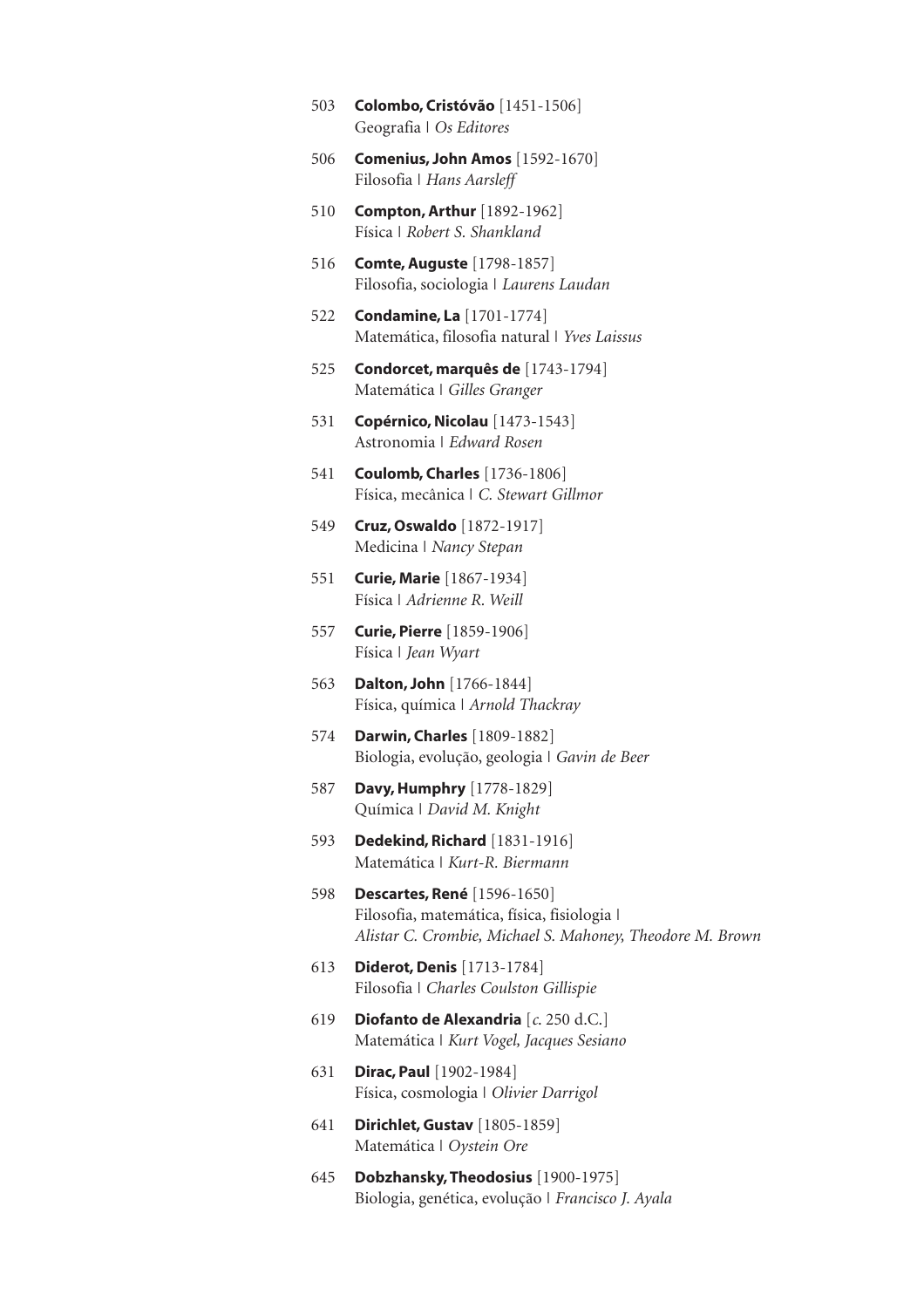503 **Colombo, Cristóvão** [1451-1506]
Geografia | *Os Editores*

506 **Comenius, John Amos** [1592-1670]
Filosofia | *Hans Aarsleff*

510 **Compton, Arthur** [1892-1962]
Física | *Robert S. Shankland*

516 **Comte, Auguste** [1798-1857]
Filosofia, sociologia | *Laurens Laudan*

522 **Condamine, La** [1701-1774]
Matemática, filosofia natural | *Yves Laissus*

525 **Condorcet, marquês de** [1743-1794]
Matemática | *Gilles Granger*

531 **Copérnico, Nicolau** [1473-1543]
Astronomia | *Edward Rosen*

541 **Coulomb, Charles** [1736-1806]
Física, mecânica | *C. Stewart Gillmor*

549 **Cruz, Oswaldo** [1872-1917]
Medicina | *Nancy Stepan*

551 **Curie, Marie** [1867-1934]
Física | *Adrienne R. Weill*

557 **Curie, Pierre** [1859-1906]
Física | *Jean Wyart*

563 **Dalton, John** [1766-1844]
Física, química | *Arnold Thackray*

574 **Darwin, Charles** [1809-1882]
Biologia, evolução, geologia | *Gavin de Beer*

587 **Davy, Humphry** [1778-1829]
Química | *David M. Knight*

593 **Dedekind, Richard** [1831-1916]
Matemática | *Kurt-R. Biermann*

598 **Descartes, René** [1596-1650]
Filosofia, matemática, física, fisiologia |
*Alistar C. Crombie, Michael S. Mahoney, Theodore M. Brown*

613 **Diderot, Denis** [1713-1784]
Filosofia | *Charles Coulston Gillispie*

619 **Diofanto de Alexandria** [*c.* 250 d.C.]
Matemática | *Kurt Vogel, Jacques Sesiano*

631 **Dirac, Paul** [1902-1984]
Física, cosmologia | *Olivier Darrigol*

641 **Dirichlet, Gustav** [1805-1859]
Matemática | *Oystein Ore*

645 **Dobzhansky, Theodosius** [1900-1975]
Biologia, genética, evolução | *Francisco J. Ayala*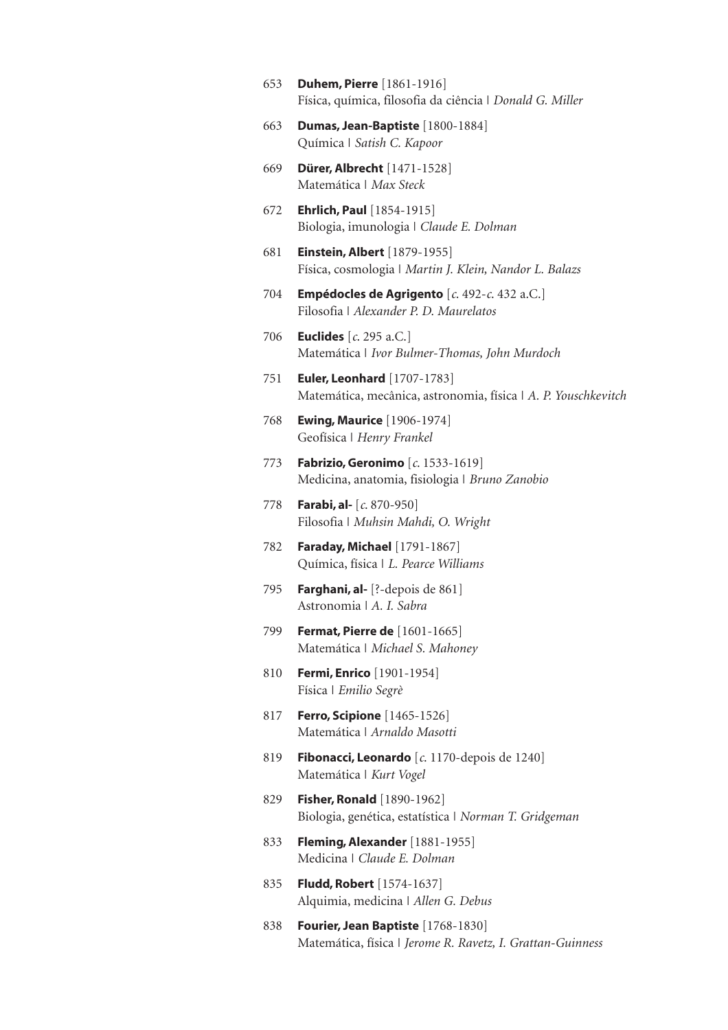653 **Duhem, Pierre** [1861-1916]
Física, química, filosofia da ciência | *Donald G. Miller*

663 **Dumas, Jean-Baptiste** [1800-1884]
Química | *Satish C. Kapoor*

669 **Dürer, Albrecht** [1471-1528]
Matemática | *Max Steck*

672 **Ehrlich, Paul** [1854-1915]
Biologia, imunologia | *Claude E. Dolman*

681 **Einstein, Albert** [1879-1955]
Física, cosmologia | *Martin J. Klein, Nandor L. Balazs*

704 **Empédocles de Agrigento** [*c.* 492-*c.* 432 a.C.]
Filosofia | *Alexander P. D. Maurelatos*

706 **Euclides** [*c.* 295 a.C.]
Matemática | *Ivor Bulmer-Thomas, John Murdoch*

751 **Euler, Leonhard** [1707-1783]
Matemática, mecânica, astronomia, física | *A. P. Youschkevitch*

768 **Ewing, Maurice** [1906-1974]
Geofísica | *Henry Frankel*

773 **Fabrizio, Geronimo** [*c.* 1533-1619]
Medicina, anatomia, fisiologia | *Bruno Zanobio*

778 **Farabi, al-** [*c.* 870-950]
Filosofia | *Muhsin Mahdi, O. Wright*

782 **Faraday, Michael** [1791-1867]
Química, física | *L. Pearce Williams*

795 **Farghani, al-** [?-depois de 861]
Astronomia | *A. I. Sabra*

799 **Fermat, Pierre de** [1601-1665]
Matemática | *Michael S. Mahoney*

810 **Fermi, Enrico** [1901-1954]
Física | *Emilio Segrè*

817 **Ferro, Scipione** [1465-1526]
Matemática | *Arnaldo Masotti*

819 **Fibonacci, Leonardo** [*c.* 1170-depois de 1240]
Matemática | *Kurt Vogel*

829 **Fisher, Ronald** [1890-1962]
Biologia, genética, estatística | *Norman T. Gridgeman*

833 **Fleming, Alexander** [1881-1955]
Medicina | *Claude E. Dolman*

835 **Fludd, Robert** [1574-1637]
Alquimia, medicina | *Allen G. Debus*

838 **Fourier, Jean Baptiste** [1768-1830]
Matemática, física | *Jerome R. Ravetz, I. Grattan-Guinness*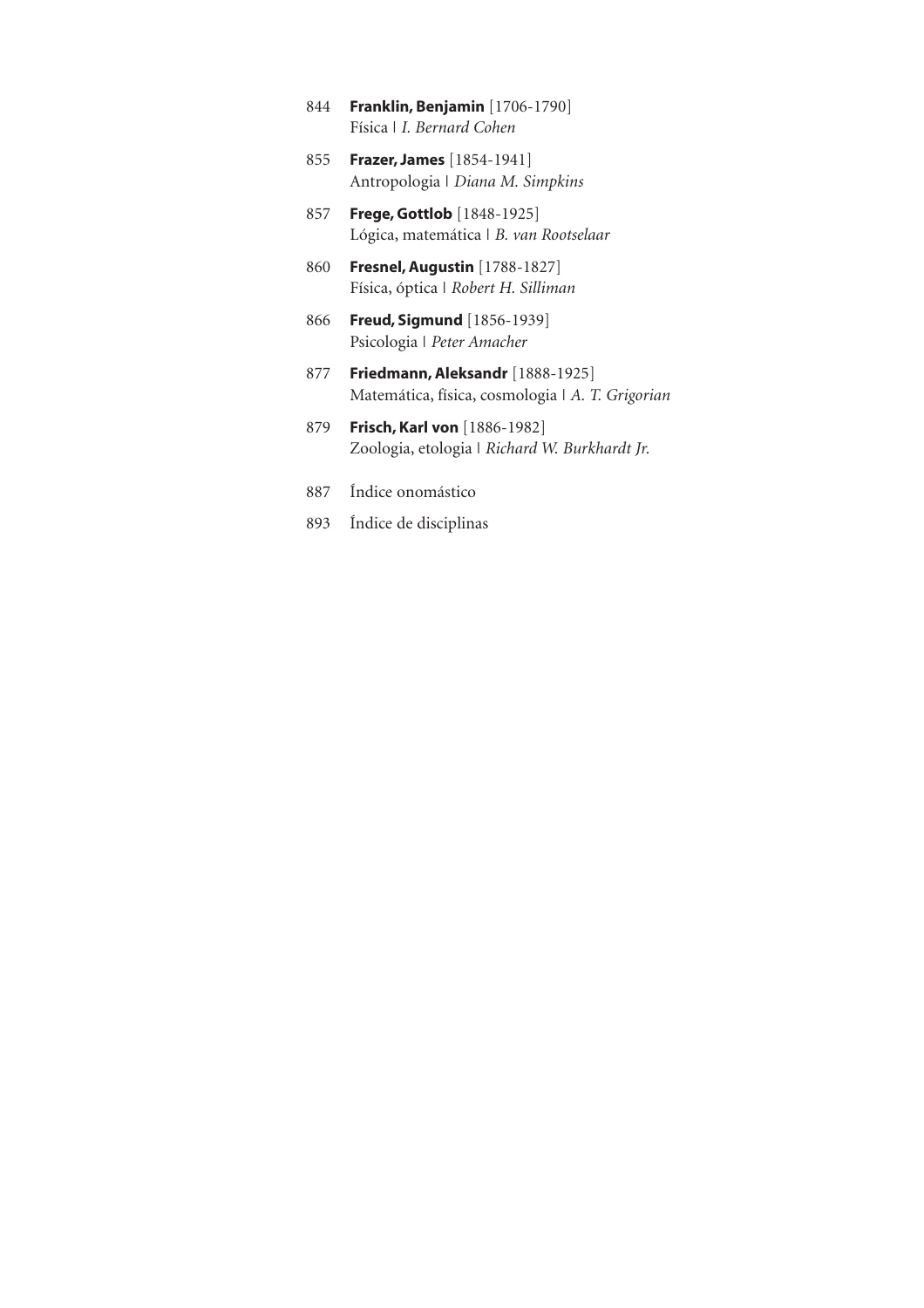844 **Franklin, Benjamin** [1706-1790]
Física | *I. Bernard Cohen*

855 **Frazer, James** [1854-1941]
Antropologia | *Diana M. Simpkins*

857 **Frege, Gottlob** [1848-1925]
Lógica, matemática | *B. van Rootselaar*

860 **Fresnel, Augustin** [1788-1827]
Física, óptica | *Robert H. Silliman*

866 **Freud, Sigmund** [1856-1939]
Psicologia | *Peter Amacher*

877 **Friedmann, Aleksandr** [1888-1925]
Matemática, física, cosmologia | *A. T. Grigorian*

879 **Frisch, Karl von** [1886-1982]
Zoologia, etologia | *Richard W. Burkhardt Jr.*

887 Índice onomástico

893 Índice de disciplinas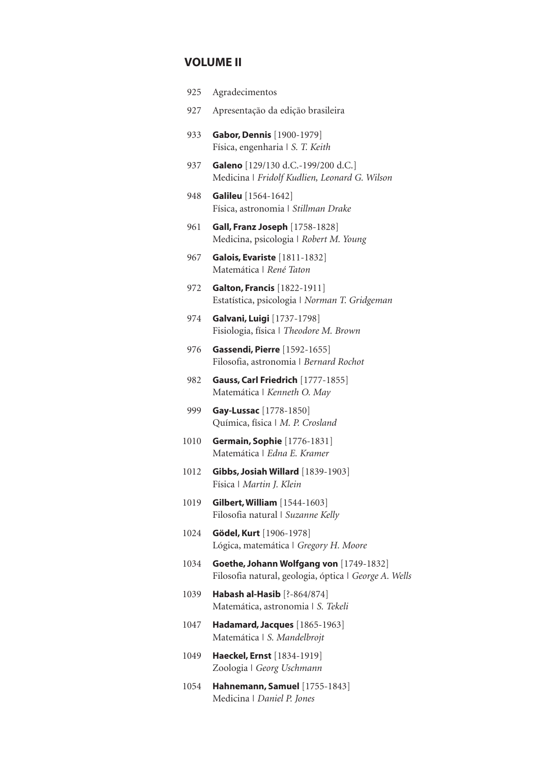## VOLUME II

925 Agradecimentos

927 Apresentação da edição brasileira

933 **Gabor, Dennis** [1900-1979]
Física, engenharia | *S. T. Keith*

937 **Galeno** [129/130 d.C.-199/200 d.C.]
Medicina | *Fridolf Kudlien, Leonard G. Wilson*

948 **Galileu** [1564-1642]
Física, astronomia | *Stillman Drake*

961 **Gall, Franz Joseph** [1758-1828]
Medicina, psicologia | *Robert M. Young*

967 **Galois, Evariste** [1811-1832]
Matemática | *René Taton*

972 **Galton, Francis** [1822-1911]
Estatística, psicologia | *Norman T. Gridgeman*

974 **Galvani, Luigi** [1737-1798]
Fisiologia, física | *Theodore M. Brown*

976 **Gassendi, Pierre** [1592-1655]
Filosofia, astronomia | *Bernard Rochot*

982 **Gauss, Carl Friedrich** [1777-1855]
Matemática | *Kenneth O. May*

999 **Gay-Lussac** [1778-1850]
Química, física | *M. P. Crosland*

1010 **Germain, Sophie** [1776-1831]
Matemática | *Edna E. Kramer*

1012 **Gibbs, Josiah Willard** [1839-1903]
Física | *Martin J. Klein*

1019 **Gilbert, William** [1544-1603]
Filosofia natural | *Suzanne Kelly*

1024 **Gödel, Kurt** [1906-1978]
Lógica, matemática | *Gregory H. Moore*

1034 **Goethe, Johann Wolfgang von** [1749-1832]
Filosofia natural, geologia, óptica | *George A. Wells*

1039 **Habash al-Hasib** [?-864/874]
Matemática, astronomia | *S. Tekeli*

1047 **Hadamard, Jacques** [1865-1963]
Matemática | *S. Mandelbrojt*

1049 **Haeckel, Ernst** [1834-1919]
Zoologia | *Georg Uschmann*

1054 **Hahnemann, Samuel** [1755-1843]
Medicina | *Daniel P. Jones*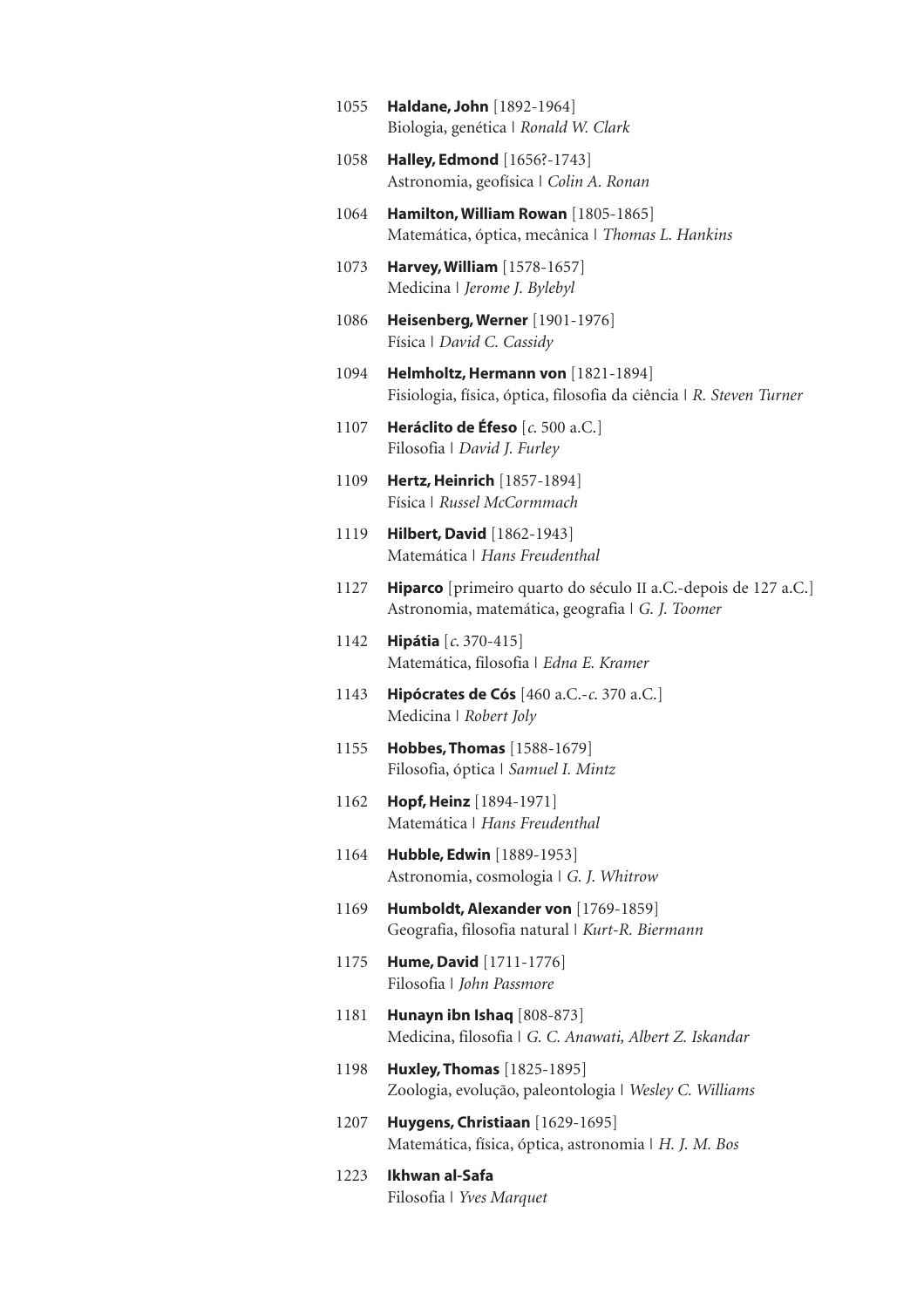1055 **Haldane, John** [1892-1964]
Biologia, genética | *Ronald W. Clark*

1058 **Halley, Edmond** [1656?-1743]
Astronomia, geofísica | *Colin A. Ronan*

1064 **Hamilton, William Rowan** [1805-1865]
Matemática, óptica, mecânica | *Thomas L. Hankins*

1073 **Harvey, William** [1578-1657]
Medicina | *Jerome J. Bylebyl*

1086 **Heisenberg, Werner** [1901-1976]
Física | *David C. Cassidy*

1094 **Helmholtz, Hermann von** [1821-1894]
Fisiologia, física, óptica, filosofia da ciência | *R. Steven Turner*

1107 **Heráclito de Éfeso** [*c.* 500 a.C.]
Filosofia | *David J. Furley*

1109 **Hertz, Heinrich** [1857-1894]
Física | *Russel McCormmach*

1119 **Hilbert, David** [1862-1943]
Matemática | *Hans Freudenthal*

1127 **Hiparco** [primeiro quarto do século II a.C.-depois de 127 a.C.]
Astronomia, matemática, geografia | *G. J. Toomer*

1142 **Hipátia** [*c.* 370-415]
Matemática, filosofia | *Edna E. Kramer*

1143 **Hipócrates de Cós** [460 a.C.-*c.* 370 a.C.]
Medicina | *Robert Joly*

1155 **Hobbes, Thomas** [1588-1679]
Filosofia, óptica | *Samuel I. Mintz*

1162 **Hopf, Heinz** [1894-1971]
Matemática | *Hans Freudenthal*

1164 **Hubble, Edwin** [1889-1953]
Astronomia, cosmologia | *G. J. Whitrow*

1169 **Humboldt, Alexander von** [1769-1859]
Geografia, filosofia natural | *Kurt-R. Biermann*

1175 **Hume, David** [1711-1776]
Filosofia | *John Passmore*

1181 **Hunayn ibn Ishaq** [808-873]
Medicina, filosofia | *G. C. Anawati, Albert Z. Iskandar*

1198 **Huxley, Thomas** [1825-1895]
Zoologia, evolução, paleontologia | *Wesley C. Williams*

1207 **Huygens, Christiaan** [1629-1695]
Matemática, física, óptica, astronomia | *H. J. M. Bos*

1223 **Ikhwan al-Safa**
Filosofia | *Yves Marquet*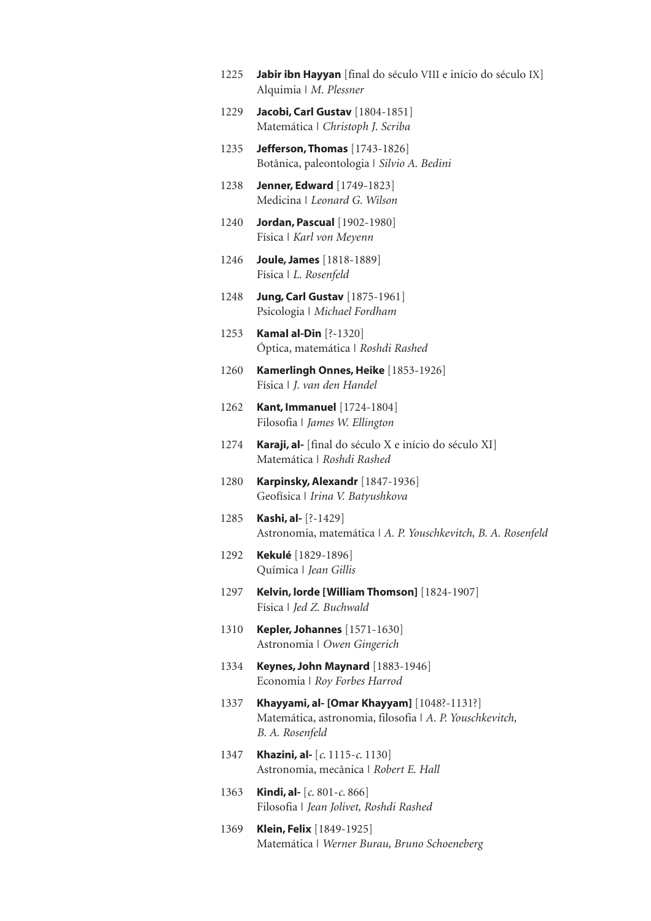1225 **Jabir ibn Hayyan** [final do século VIII e início do século IX]
Alquimia | *M. Plessner*

1229 **Jacobi, Carl Gustav** [1804-1851]
Matemática | *Christoph J. Scriba*

1235 **Jefferson, Thomas** [1743-1826]
Botânica, paleontologia | *Silvio A. Bedini*

1238 **Jenner, Edward** [1749-1823]
Medicina | *Leonard G. Wilson*

1240 **Jordan, Pascual** [1902-1980]
Física | *Karl von Meyenn*

1246 **Joule, James** [1818-1889]
Física | *L. Rosenfeld*

1248 **Jung, Carl Gustav** [1875-1961]
Psicologia | *Michael Fordham*

1253 **Kamal al-Din** [?-1320]
Óptica, matemática | *Roshdi Rashed*

1260 **Kamerlingh Onnes, Heike** [1853-1926]
Física | *J. van den Handel*

1262 **Kant, Immanuel** [1724-1804]
Filosofia | *James W. Ellington*

1274 **Karaji, al-** [final do século X e início do século XI]
Matemática | *Roshdi Rashed*

1280 **Karpinsky, Alexandr** [1847-1936]
Geofísica | *Irina V. Batyushkova*

1285 **Kashi, al-** [?-1429]
Astronomia, matemática | *A. P. Youschkevitch, B. A. Rosenfeld*

1292 **Kekulé** [1829-1896]
Química | *Jean Gillis*

1297 **Kelvin, lorde [William Thomson]** [1824-1907]
Física | *Jed Z. Buchwald*

1310 **Kepler, Johannes** [1571-1630]
Astronomia | *Owen Gingerich*

1334 **Keynes, John Maynard** [1883-1946]
Economia | *Roy Forbes Harrod*

1337 **Khayyami, al- [Omar Khayyam]** [1048?-1131?]
Matemática, astronomia, filosofia | *A. P. Youschkevitch, B. A. Rosenfeld*

1347 **Khazini, al-** [*c.* 1115-*c.* 1130]
Astronomia, mecânica | *Robert E. Hall*

1363 **Kindi, al-** [*c.* 801-*c.* 866]
Filosofia | *Jean Jolivet, Roshdi Rashed*

1369 **Klein, Felix** [1849-1925]
Matemática | *Werner Burau, Bruno Schoeneberg*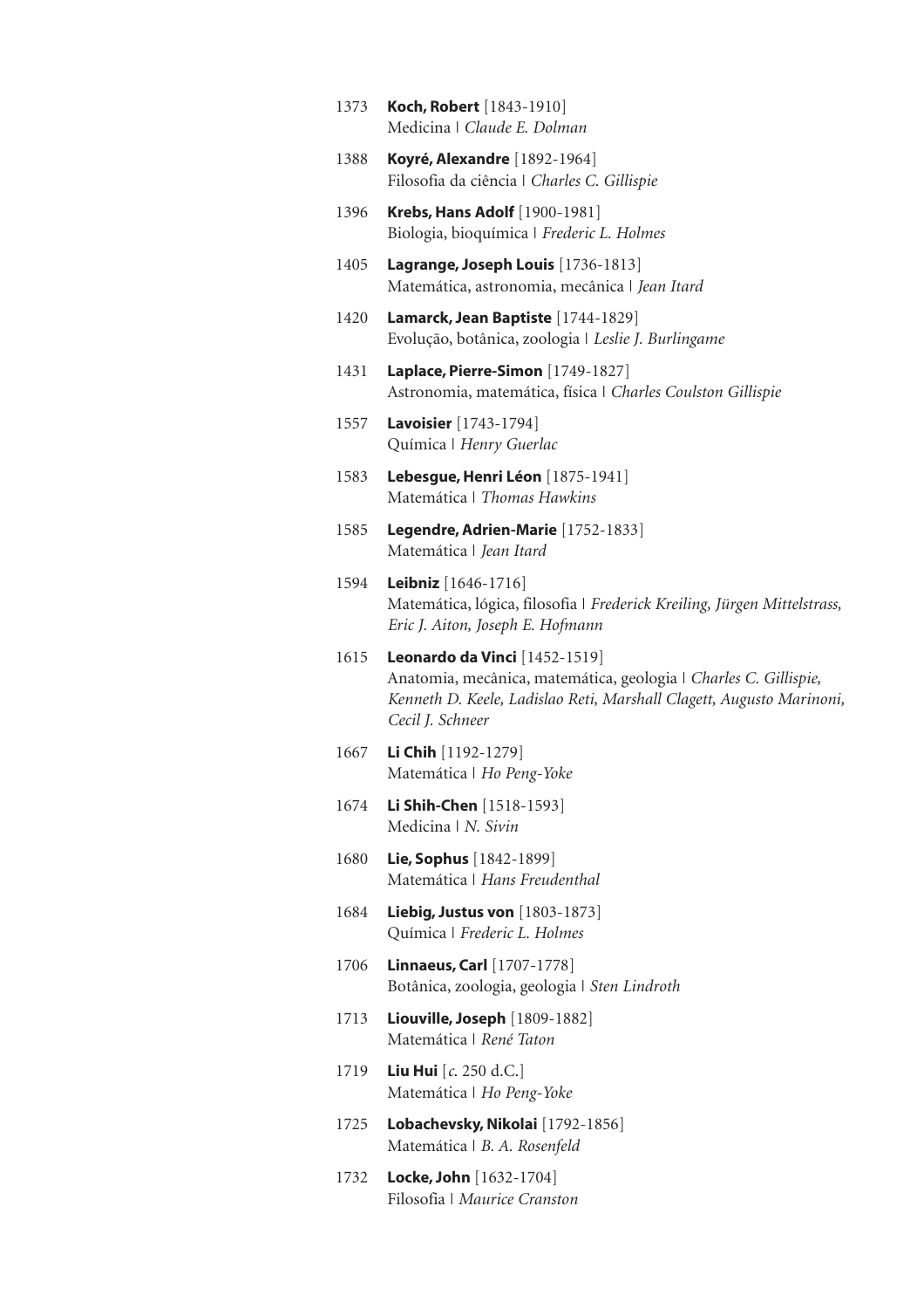1373 **Koch, Robert** [1843-1910]
Medicina | *Claude E. Dolman*

1388 **Koyré, Alexandre** [1892-1964]
Filosofia da ciência | *Charles C. Gillispie*

1396 **Krebs, Hans Adolf** [1900-1981]
Biologia, bioquímica | *Frederic L. Holmes*

1405 **Lagrange, Joseph Louis** [1736-1813]
Matemática, astronomia, mecânica | *Jean Itard*

1420 **Lamarck, Jean Baptiste** [1744-1829]
Evolução, botânica, zoologia | *Leslie J. Burlingame*

1431 **Laplace, Pierre-Simon** [1749-1827]
Astronomia, matemática, física | *Charles Coulston Gillispie*

1557 **Lavoisier** [1743-1794]
Química | *Henry Guerlac*

1583 **Lebesgue, Henri Léon** [1875-1941]
Matemática | *Thomas Hawkins*

1585 **Legendre, Adrien-Marie** [1752-1833]
Matemática | *Jean Itard*

1594 **Leibniz** [1646-1716]
Matemática, lógica, filosofia | *Frederick Kreiling, Jürgen Mittelstrass, Eric J. Aiton, Joseph E. Hofmann*

1615 **Leonardo da Vinci** [1452-1519]
Anatomia, mecânica, matemática, geologia | *Charles C. Gillispie, Kenneth D. Keele, Ladislao Reti, Marshall Clagett, Augusto Marinoni, Cecil J. Schneer*

1667 **Li Chih** [1192-1279]
Matemática | *Ho Peng-Yoke*

1674 **Li Shih-Chen** [1518-1593]
Medicina | *N. Sivin*

1680 **Lie, Sophus** [1842-1899]
Matemática | *Hans Freudenthal*

1684 **Liebig, Justus von** [1803-1873]
Química | *Frederic L. Holmes*

1706 **Linnaeus, Carl** [1707-1778]
Botânica, zoologia, geologia | *Sten Lindroth*

1713 **Liouville, Joseph** [1809-1882]
Matemática | *René Taton*

1719 **Liu Hui** [*c.* 250 d.C.]
Matemática | *Ho Peng-Yoke*

1725 **Lobachevsky, Nikolai** [1792-1856]
Matemática | *B. A. Rosenfeld*

1732 **Locke, John** [1632-1704]
Filosofia | *Maurice Cranston*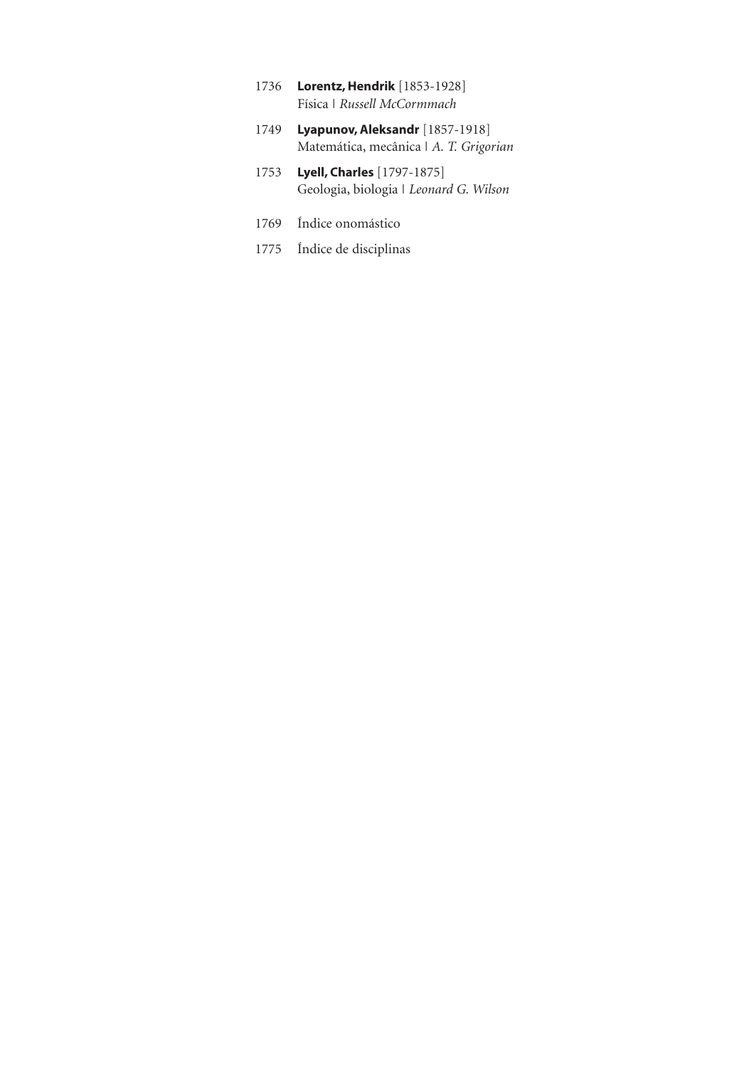1736 **Lorentz, Hendrik** [1853-1928]
Física | *Russell McCormmach*

1749 **Lyapunov, Aleksandr** [1857-1918]
Matemática, mecânica | *A. T. Grigorian*

1753 **Lyell, Charles** [1797-1875]
Geologia, biologia | *Leonard G. Wilson*

1769 Índice onomástico

1775 Índice de disciplinas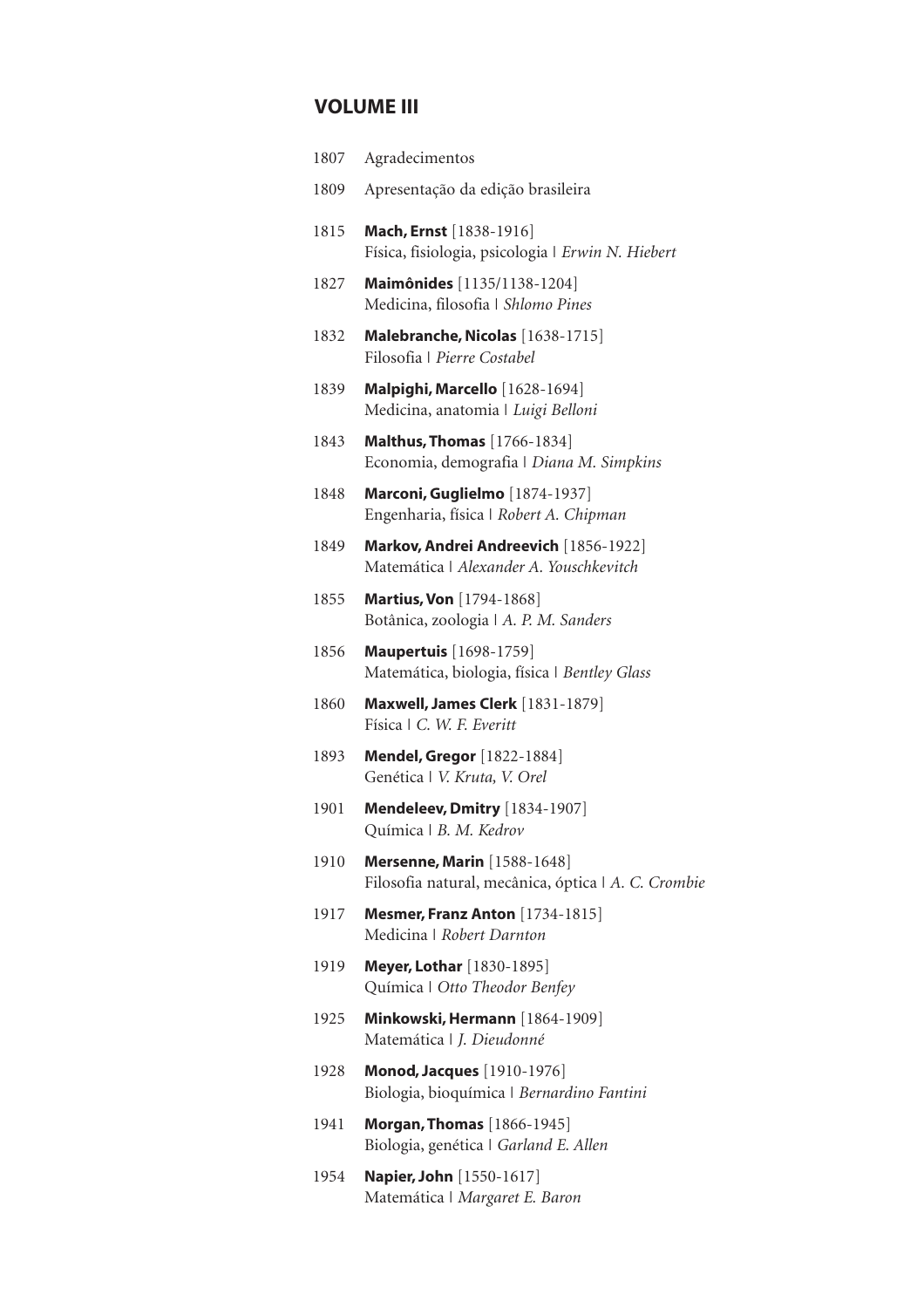## VOLUME III

1807 Agradecimentos

1809 Apresentação da edição brasileira

1815 **Mach, Ernst** [1838-1916]
Física, fisiologia, psicologia | *Erwin N. Hiebert*

1827 **Maimônides** [1135/1138-1204]
Medicina, filosofia | *Shlomo Pines*

1832 **Malebranche, Nicolas** [1638-1715]
Filosofia | *Pierre Costabel*

1839 **Malpighi, Marcello** [1628-1694]
Medicina, anatomia | *Luigi Belloni*

1843 **Malthus, Thomas** [1766-1834]
Economia, demografia | *Diana M. Simpkins*

1848 **Marconi, Guglielmo** [1874-1937]
Engenharia, física | *Robert A. Chipman*

1849 **Markov, Andrei Andreevich** [1856-1922]
Matemática | *Alexander A. Youschkevitch*

1855 **Martius, Von** [1794-1868]
Botânica, zoologia | *A. P. M. Sanders*

1856 **Maupertuis** [1698-1759]
Matemática, biologia, física | *Bentley Glass*

1860 **Maxwell, James Clerk** [1831-1879]
Física | *C. W. F. Everitt*

1893 **Mendel, Gregor** [1822-1884]
Genética | *V. Kruta, V. Orel*

1901 **Mendeleev, Dmitry** [1834-1907]
Química | *B. M. Kedrov*

1910 **Mersenne, Marin** [1588-1648]
Filosofia natural, mecânica, óptica | *A. C. Crombie*

1917 **Mesmer, Franz Anton** [1734-1815]
Medicina | *Robert Darnton*

1919 **Meyer, Lothar** [1830-1895]
Química | *Otto Theodor Benfey*

1925 **Minkowski, Hermann** [1864-1909]
Matemática | *J. Dieudonné*

1928 **Monod, Jacques** [1910-1976]
Biologia, bioquímica | *Bernardino Fantini*

1941 **Morgan, Thomas** [1866-1945]
Biologia, genética | *Garland E. Allen*

1954 **Napier, John** [1550-1617]
Matemática | *Margaret E. Baron*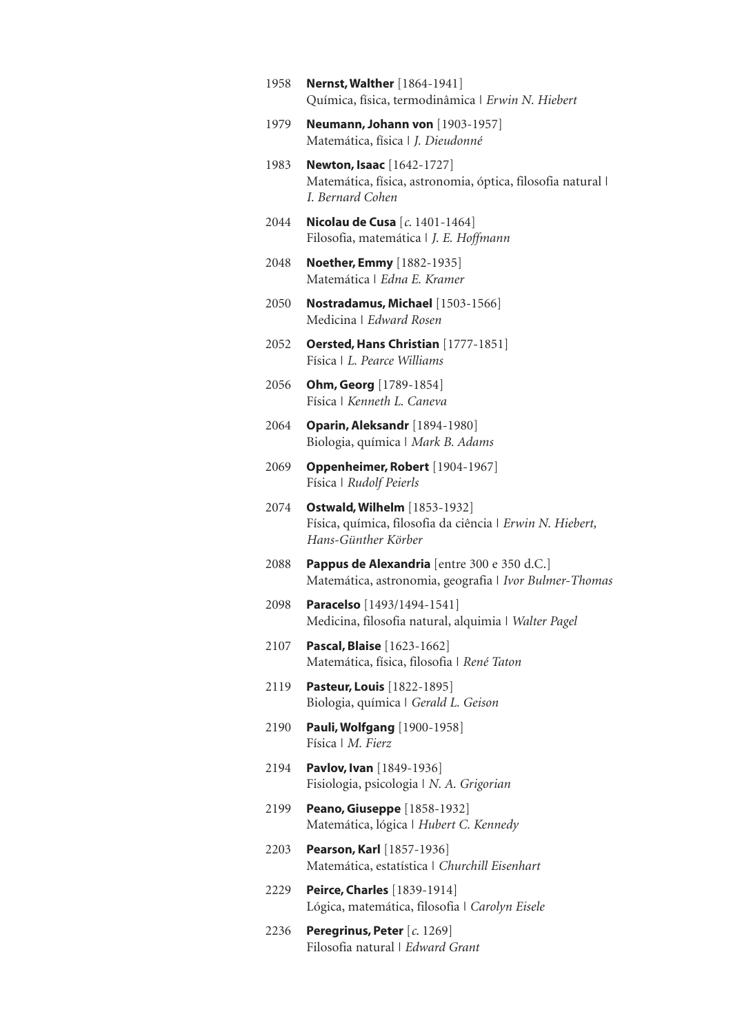1958 **Nernst, Walther** [1864-1941]
Química, física, termodinâmica | *Erwin N. Hiebert*

1979 **Neumann, Johann von** [1903-1957]
Matemática, física | *J. Dieudonné*

1983 **Newton, Isaac** [1642-1727]
Matemática, física, astronomia, óptica, filosofia natural | *I. Bernard Cohen*

2044 **Nicolau de Cusa** [*c.* 1401-1464]
Filosofia, matemática | *J. E. Hoffmann*

2048 **Noether, Emmy** [1882-1935]
Matemática | *Edna E. Kramer*

2050 **Nostradamus, Michael** [1503-1566]
Medicina | *Edward Rosen*

2052 **Oersted, Hans Christian** [1777-1851]
Física | *L. Pearce Williams*

2056 **Ohm, Georg** [1789-1854]
Física | *Kenneth L. Caneva*

2064 **Oparin, Aleksandr** [1894-1980]
Biologia, química | *Mark B. Adams*

2069 **Oppenheimer, Robert** [1904-1967]
Física | *Rudolf Peierls*

2074 **Ostwald, Wilhelm** [1853-1932]
Física, química, filosofia da ciência | *Erwin N. Hiebert, Hans-Günther Körber*

2088 **Pappus de Alexandria** [entre 300 e 350 d.C.]
Matemática, astronomia, geografia | *Ivor Bulmer-Thomas*

2098 **Paracelso** [1493/1494-1541]
Medicina, filosofia natural, alquimia | *Walter Pagel*

2107 **Pascal, Blaise** [1623-1662]
Matemática, física, filosofia | *René Taton*

2119 **Pasteur, Louis** [1822-1895]
Biologia, química | *Gerald L. Geison*

2190 **Pauli, Wolfgang** [1900-1958]
Física | *M. Fierz*

2194 **Pavlov, Ivan** [1849-1936]
Fisiologia, psicologia | *N. A. Grigorian*

2199 **Peano, Giuseppe** [1858-1932]
Matemática, lógica | *Hubert C. Kennedy*

2203 **Pearson, Karl** [1857-1936]
Matemática, estatística | *Churchill Eisenhart*

2229 **Peirce, Charles** [1839-1914]
Lógica, matemática, filosofia | *Carolyn Eisele*

2236 **Peregrinus, Peter** [*c.* 1269]
Filosofia natural | *Edward Grant*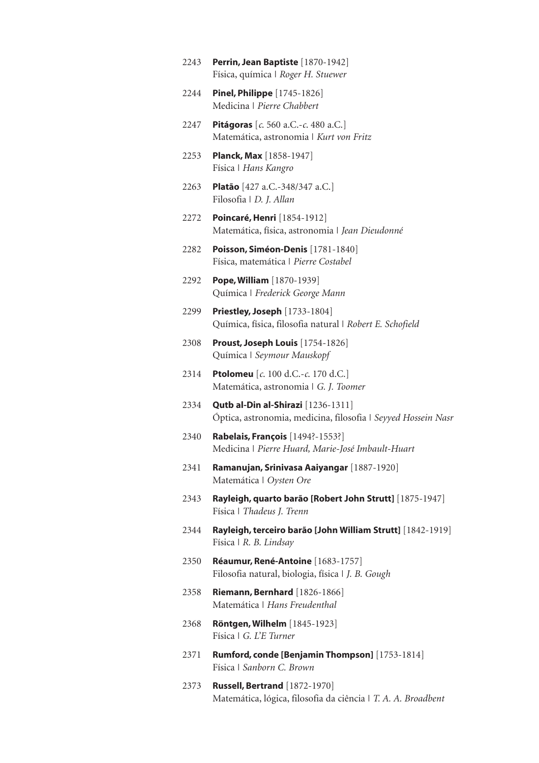2243 **Perrin, Jean Baptiste** [1870-1942]
Física, química | *Roger H. Stuewer*

2244 **Pinel, Philippe** [1745-1826]
Medicina | *Pierre Chabbert*

2247 **Pitágoras** [*c.* 560 a.C.-*c.* 480 a.C.]
Matemática, astronomia | *Kurt von Fritz*

2253 **Planck, Max** [1858-1947]
Física | *Hans Kangro*

2263 **Platão** [427 a.C.-348/347 a.C.]
Filosofia | *D. J. Allan*

2272 **Poincaré, Henri** [1854-1912]
Matemática, física, astronomia | *Jean Dieudonné*

2282 **Poisson, Siméon-Denis** [1781-1840]
Física, matemática | *Pierre Costabel*

2292 **Pope, William** [1870-1939]
Química | *Frederick George Mann*

2299 **Priestley, Joseph** [1733-1804]
Química, física, filosofia natural | *Robert E. Schofield*

2308 **Proust, Joseph Louis** [1754-1826]
Química | *Seymour Mauskopf*

2314 **Ptolomeu** [*c.* 100 d.C.-*c.* 170 d.C.]
Matemática, astronomia | *G. J. Toomer*

2334 **Qutb al-Din al-Shirazi** [1236-1311]
Óptica, astronomia, medicina, filosofia | *Seyyed Hossein Nasr*

2340 **Rabelais, François** [1494?-1553?]
Medicina | *Pierre Huard, Marie-José Imbault-Huart*

2341 **Ramanujan, Srinivasa Aaiyangar** [1887-1920]
Matemática | *Oysten Ore*

2343 **Rayleigh, quarto barão [Robert John Strutt]** [1875-1947]
Física | *Thadeus J. Trenn*

2344 **Rayleigh, terceiro barão [John William Strutt]** [1842-1919]
Física | *R. B. Lindsay*

2350 **Réaumur, René-Antoine** [1683-1757]
Filosofia natural, biologia, física | *J. B. Gough*

2358 **Riemann, Bernhard** [1826-1866]
Matemática | *Hans Freudenthal*

2368 **Röntgen, Wilhelm** [1845-1923]
Física | *G. L'E Turner*

2371 **Rumford, conde [Benjamin Thompson]** [1753-1814]
Física | *Sanborn C. Brown*

2373 **Russell, Bertrand** [1872-1970]
Matemática, lógica, filosofia da ciência | *T. A. A. Broadbent*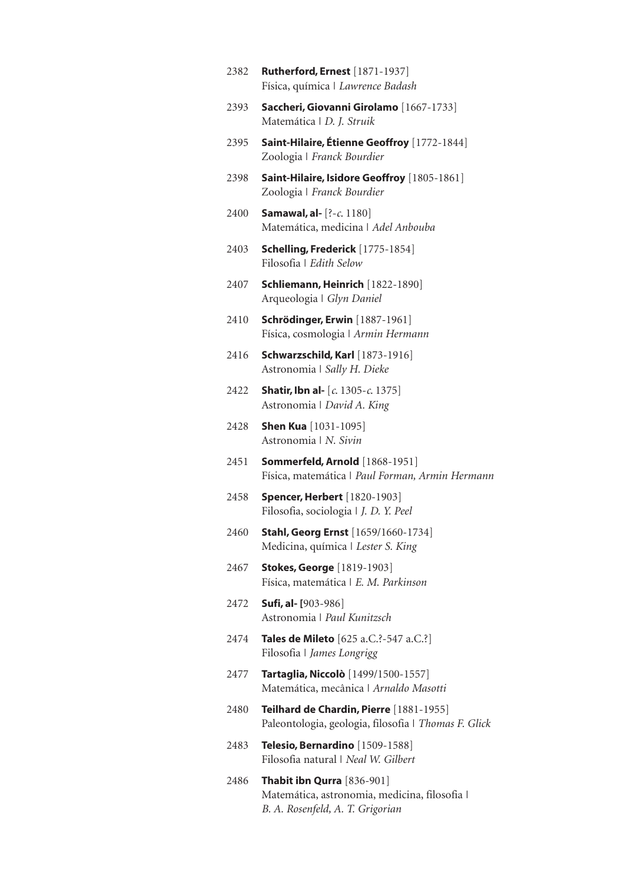2382 **Rutherford, Ernest** [1871-1937]
Física, química | *Lawrence Badash*

2393 **Saccheri, Giovanni Girolamo** [1667-1733]
Matemática | *D. J. Struik*

2395 **Saint-Hilaire, Étienne Geoffroy** [1772-1844]
Zoologia | *Franck Bourdier*

2398 **Saint-Hilaire, Isidore Geoffroy** [1805-1861]
Zoologia | *Franck Bourdier*

2400 **Samawal, al-** [?-*c.* 1180]
Matemática, medicina | *Adel Anbouba*

2403 **Schelling, Frederick** [1775-1854]
Filosofia | *Edith Selow*

2407 **Schliemann, Heinrich** [1822-1890]
Arqueologia | *Glyn Daniel*

2410 **Schrödinger, Erwin** [1887-1961]
Física, cosmologia | *Armin Hermann*

2416 **Schwarzschild, Karl** [1873-1916]
Astronomia | *Sally H. Dieke*

2422 **Shatir, Ibn al-** [*c.* 1305-*c.* 1375]
Astronomia | *David A. King*

2428 **Shen Kua** [1031-1095]
Astronomia | *N. Sivin*

2451 **Sommerfeld, Arnold** [1868-1951]
Física, matemática | *Paul Forman, Armin Hermann*

2458 **Spencer, Herbert** [1820-1903]
Filosofia, sociologia | *J. D. Y. Peel*

2460 **Stahl, Georg Ernst** [1659/1660-1734]
Medicina, química | *Lester S. King*

2467 **Stokes, George** [1819-1903]
Física, matemática | *E. M. Parkinson*

2472 **Sufi, al- [**903-986]
Astronomia | *Paul Kunitzsch*

2474 **Tales de Mileto** [625 a.C.?-547 a.C.?]
Filosofia | *James Longrigg*

2477 **Tartaglia, Niccolò** [1499/1500-1557]
Matemática, mecânica | *Arnaldo Masotti*

2480 **Teilhard de Chardin, Pierre** [1881-1955]
Paleontologia, geologia, filosofia | *Thomas F. Glick*

2483 **Telesio, Bernardino** [1509-1588]
Filosofia natural | *Neal W. Gilbert*

2486 **Thabit ibn Qurra** [836-901]
Matemática, astronomia, medicina, filosofia |
*B. A. Rosenfeld, A. T. Grigorian*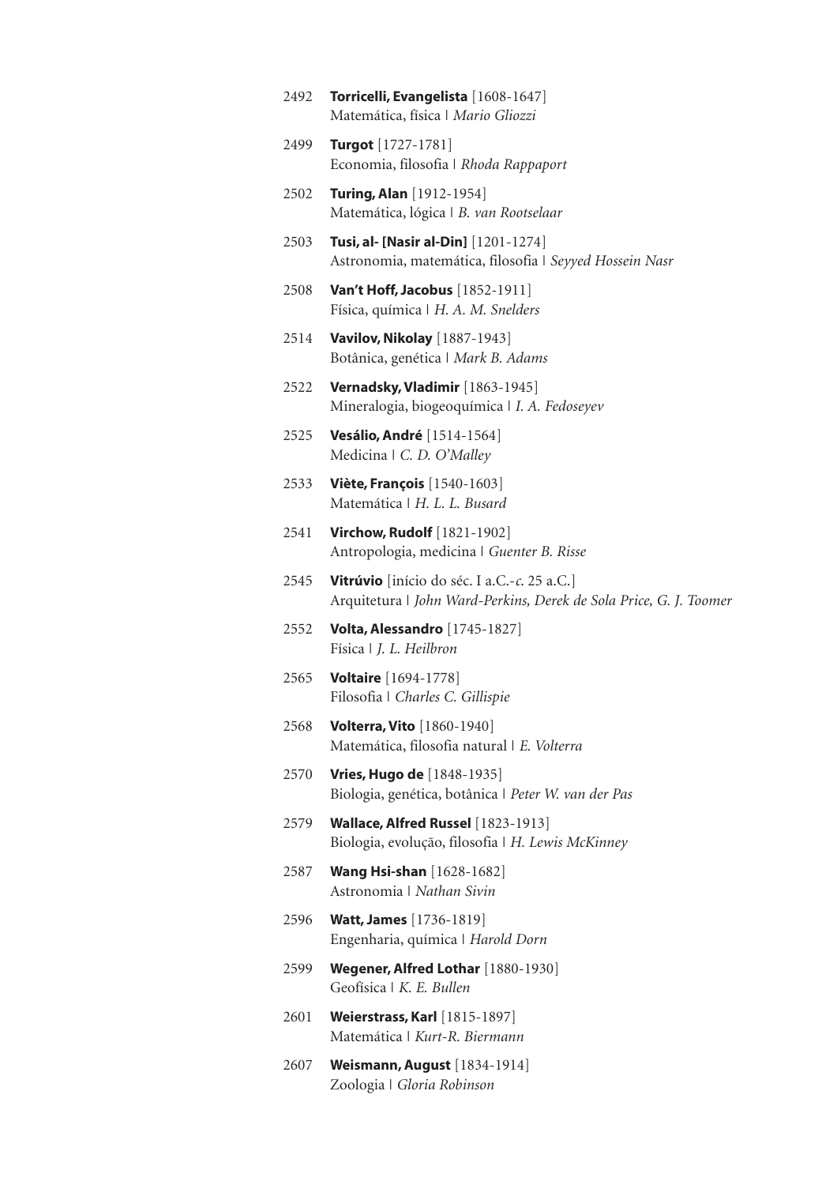2492 **Torricelli, Evangelista** [1608-1647]
Matemática, física | *Mario Gliozzi*

2499 **Turgot** [1727-1781]
Economia, filosofia | *Rhoda Rappaport*

2502 **Turing, Alan** [1912-1954]
Matemática, lógica | *B. van Rootselaar*

2503 **Tusi, al- [Nasir al-Din]** [1201-1274]
Astronomia, matemática, filosofia | *Seyyed Hossein Nasr*

2508 **Van't Hoff, Jacobus** [1852-1911]
Física, química | *H. A. M. Snelders*

2514 **Vavilov, Nikolay** [1887-1943]
Botânica, genética | *Mark B. Adams*

2522 **Vernadsky, Vladimir** [1863-1945]
Mineralogia, biogeoquímica | *I. A. Fedoseyev*

2525 **Vesálio, André** [1514-1564]
Medicina | *C. D. O'Malley*

2533 **Viète, François** [1540-1603]
Matemática | *H. L. L. Busard*

2541 **Virchow, Rudolf** [1821-1902]
Antropologia, medicina | *Guenter B. Risse*

2545 **Vitrúvio** [início do séc. I a.C.-*c.* 25 a.C.]
Arquitetura | *John Ward-Perkins, Derek de Sola Price, G. J. Toomer*

2552 **Volta, Alessandro** [1745-1827]
Física | *J. L. Heilbron*

2565 **Voltaire** [1694-1778]
Filosofia | *Charles C. Gillispie*

2568 **Volterra, Vito** [1860-1940]
Matemática, filosofia natural | *E. Volterra*

2570 **Vries, Hugo de** [1848-1935]
Biologia, genética, botânica | *Peter W. van der Pas*

2579 **Wallace, Alfred Russel** [1823-1913]
Biologia, evolução, filosofia | *H. Lewis McKinney*

2587 **Wang Hsi-shan** [1628-1682]
Astronomia | *Nathan Sivin*

2596 **Watt, James** [1736-1819]
Engenharia, química | *Harold Dorn*

2599 **Wegener, Alfred Lothar** [1880-1930]
Geofísica | *K. E. Bullen*

2601 **Weierstrass, Karl** [1815-1897]
Matemática | *Kurt-R. Biermann*

2607 **Weismann, August** [1834-1914]
Zoologia | *Gloria Robinson*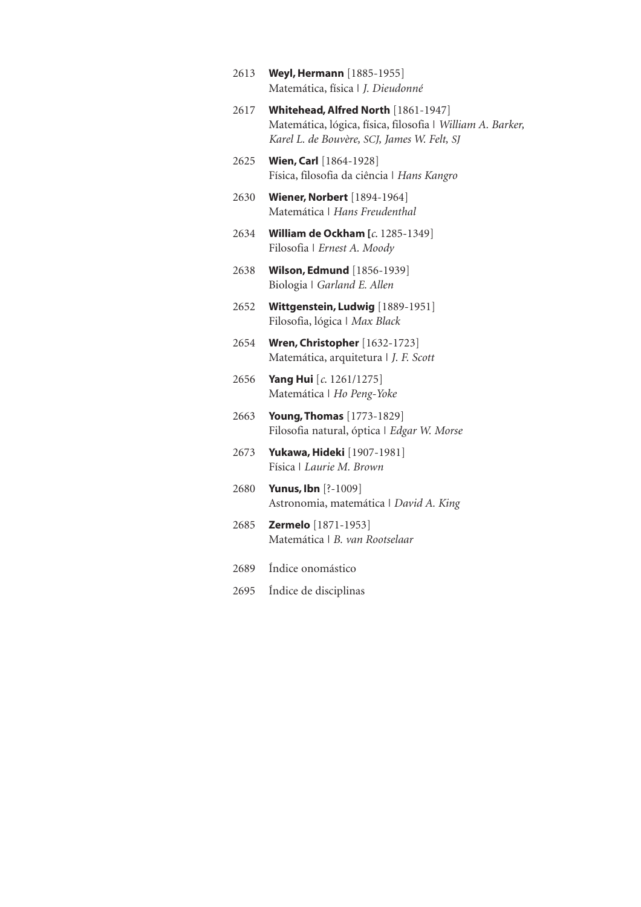2613 **Weyl, Hermann** [1885-1955]
Matemática, física | *J. Dieudonné*

2617 **Whitehead, Alfred North** [1861-1947]
Matemática, lógica, física, filosofia | *William A. Barker, Karel L. de Bouvère, SCJ, James W. Felt, SJ*

2625 **Wien, Carl** [1864-1928]
Física, filosofia da ciência | *Hans Kangro*

2630 **Wiener, Norbert** [1894-1964]
Matemática | *Hans Freudenthal*

2634 **William de Ockham [***c.* 1285-1349]
Filosofia | *Ernest A. Moody*

2638 **Wilson, Edmund** [1856-1939]
Biologia | *Garland E. Allen*

2652 **Wittgenstein, Ludwig** [1889-1951]
Filosofia, lógica | *Max Black*

2654 **Wren, Christopher** [1632-1723]
Matemática, arquitetura | *J. F. Scott*

2656 **Yang Hui** [*c.* 1261/1275]
Matemática | *Ho Peng-Yoke*

2663 **Young, Thomas** [1773-1829]
Filosofia natural, óptica | *Edgar W. Morse*

2673 **Yukawa, Hideki** [1907-1981]
Física | *Laurie M. Brown*

2680 **Yunus, Ibn** [?-1009]
Astronomia, matemática | *David A. King*

2685 **Zermelo** [1871-1953]
Matemática | *B. van Rootselaar*

2689 Índice onomástico

2695 Índice de disciplinas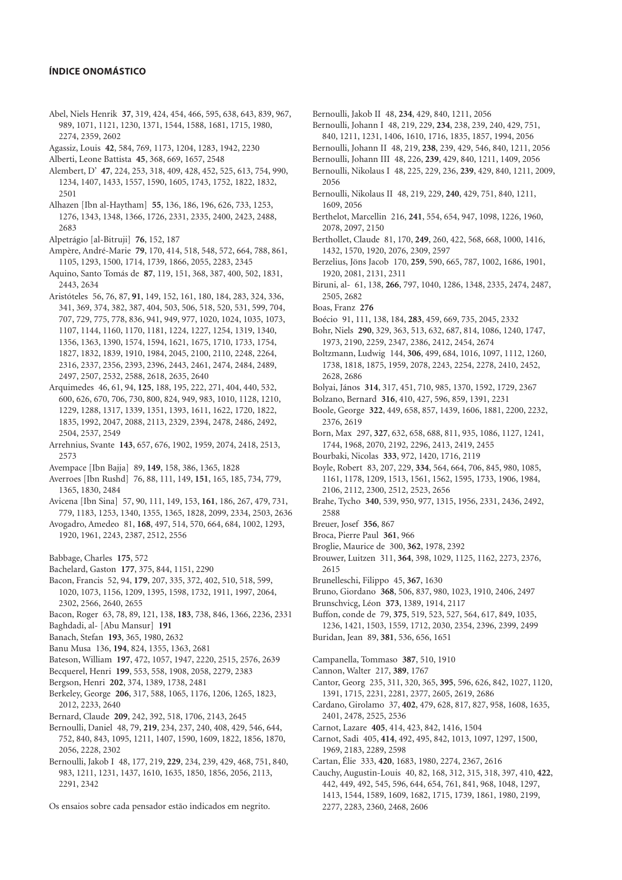## ÍNDICE ONOMÁSTICO

Abel, Niels Henrik **37**, 319, 424, 454, 466, 595, 638, 643, 839, 967, 989, 1071, 1121, 1230, 1371, 1544, 1588, 1681, 1715, 1980, 2274, 2359, 2602
Agassiz, Louis **42**, 584, 769, 1173, 1204, 1283, 1942, 2230
Alberti, Leone Battista **45**, 368, 669, 1657, 2548
Alembert, D' **47**, 224, 253, 318, 409, 428, 452, 525, 613, 754, 990, 1234, 1407, 1433, 1557, 1590, 1605, 1743, 1752, 1822, 1832, 2501
Alhazen [Ibn al-Haytham] **55**, 136, 186, 196, 626, 733, 1253, 1276, 1343, 1348, 1366, 1726, 2331, 2335, 2400, 2423, 2488, 2683
Alpetrágio [al-Bitruji] **76**, 152, 187
Ampère, André-Marie **79**, 170, 414, 518, 548, 572, 664, 788, 861, 1105, 1293, 1500, 1714, 1739, 1866, 2055, 2283, 2345
Aquino, Santo Tomás de **87**, 119, 151, 368, 387, 400, 502, 1831, 2443, 2634
Aristóteles 56, 76, 87, **91**, 149, 152, 161, 180, 184, 283, 324, 336, 341, 369, 374, 382, 387, 404, 503, 506, 518, 520, 531, 599, 704, 707, 729, 775, 778, 836, 941, 949, 977, 1020, 1024, 1035, 1073, 1107, 1144, 1160, 1170, 1181, 1224, 1227, 1254, 1319, 1340, 1356, 1363, 1390, 1574, 1594, 1621, 1675, 1710, 1733, 1754, 1827, 1832, 1839, 1910, 1984, 2045, 2100, 2110, 2248, 2264, 2316, 2337, 2356, 2393, 2396, 2443, 2461, 2474, 2484, 2489, 2497, 2507, 2532, 2588, 2618, 2635, 2640
Arquimedes 46, 61, 94, **125**, 188, 195, 222, 271, 404, 440, 532, 600, 626, 670, 706, 730, 800, 824, 949, 983, 1010, 1128, 1210, 1229, 1288, 1317, 1339, 1351, 1393, 1611, 1622, 1720, 1822, 1835, 1992, 2047, 2088, 2113, 2329, 2394, 2478, 2486, 2492, 2504, 2537, 2549
Arrehnius, Svante **143**, 657, 676, 1902, 1959, 2074, 2418, 2513, 2573
Avempace [Ibn Bajja] 89, **149**, 158, 386, 1365, 1828
Averroes [Ibn Rushd] 76, 88, 111, 149, **151**, 165, 185, 734, 779, 1365, 1830, 2484
Avicena [Ibn Sina] 57, 90, 111, 149, 153, **161**, 186, 267, 479, 731, 779, 1183, 1253, 1340, 1355, 1365, 1828, 2099, 2334, 2503, 2636
Avogadro, Amedeo 81, **168**, 497, 514, 570, 664, 684, 1002, 1293, 1920, 1961, 2243, 2387, 2512, 2556

Babbage, Charles **175**, 572
Bachelard, Gaston **177**, 375, 844, 1151, 2290
Bacon, Francis 52, 94, **179**, 207, 335, 372, 402, 510, 518, 599, 1020, 1073, 1156, 1209, 1395, 1598, 1732, 1911, 1997, 2064, 2302, 2566, 2640, 2655
Bacon, Roger 63, 78, 89, 121, 138, **183**, 738, 846, 1366, 2236, 2331
Baghdadi, al- [Abu Mansur] **191**
Banach, Stefan **193**, 365, 1980, 2632
Banu Musa 136, **194**, 824, 1355, 1363, 2681
Bateson, William **197**, 472, 1057, 1947, 2220, 2515, 2576, 2639
Becquerel, Henri **199**, 553, 558, 1908, 2058, 2279, 2383
Bergson, Henri **202**, 374, 1389, 1738, 2481
Berkeley, George **206**, 317, 588, 1065, 1176, 1206, 1265, 1823, 2012, 2233, 2640
Bernard, Claude **209**, 242, 392, 518, 1706, 2143, 2645
Bernoulli, Daniel 48, 79, **219**, 234, 237, 240, 408, 429, 546, 644, 752, 840, 843, 1095, 1211, 1407, 1590, 1609, 1822, 1856, 1870, 2056, 2228, 2302
Bernoulli, Jakob I 48, 177, 219, **229**, 234, 239, 429, 468, 751, 840, 983, 1211, 1231, 1437, 1610, 1635, 1850, 1856, 2056, 2113, 2291, 2342
Bernoulli, Jakob II 48, **234**, 429, 840, 1211, 2056
Bernoulli, Johann I 48, 219, 229, **234**, 238, 239, 240, 429, 751, 840, 1211, 1231, 1406, 1610, 1716, 1835, 1857, 1994, 2056
Bernoulli, Johann II 48, 219, **238**, 239, 429, 546, 840, 1211, 2056
Bernoulli, Johann III 48, 226, **239**, 429, 840, 1211, 1409, 2056
Bernoulli, Nikolaus I 48, 225, 229, 236, **239**, 429, 840, 1211, 2009, 2056
Bernoulli, Nikolaus II 48, 219, 229, **240**, 429, 751, 840, 1211, 1609, 2056
Berthelot, Marcellin 216, **241**, 554, 654, 947, 1098, 1226, 1960, 2078, 2097, 2150
Berthollet, Claude 81, 170, **249**, 260, 422, 568, 668, 1000, 1416, 1432, 1570, 1920, 2076, 2309, 2597
Berzelius, Jöns Jacob 170, **259**, 590, 665, 787, 1002, 1686, 1901, 1920, 2081, 2131, 2311
Biruni, al- 61, 138, **266**, 797, 1040, 1286, 1348, 2335, 2474, 2487, 2505, 2682
Boas, Franz **276**
Boécio 91, 111, 138, 184, **283**, 459, 669, 735, 2045, 2332
Bohr, Niels **290**, 329, 363, 513, 632, 687, 814, 1086, 1240, 1747, 1973, 2190, 2259, 2347, 2386, 2412, 2454, 2674
Boltzmann, Ludwig 144, **306**, 499, 684, 1016, 1097, 1112, 1260, 1738, 1818, 1875, 1959, 2078, 2243, 2254, 2278, 2410, 2452, 2628, 2686
Bolyai, János **314**, 317, 451, 710, 985, 1370, 1592, 1729, 2367
Bolzano, Bernard **316**, 410, 427, 596, 859, 1391, 2231
Boole, George **322**, 449, 658, 857, 1439, 1606, 1881, 2200, 2232, 2376, 2619
Born, Max 297, **327**, 632, 658, 688, 811, 935, 1086, 1127, 1241, 1744, 1968, 2070, 2192, 2296, 2413, 2419, 2455
Bourbaki, Nicolas **333**, 972, 1420, 1716, 2119
Boyle, Robert 83, 207, 229, **334**, 564, 664, 706, 845, 980, 1085, 1161, 1178, 1209, 1513, 1561, 1562, 1595, 1733, 1906, 1984, 2106, 2112, 2300, 2512, 2523, 2656
Brahe, Tycho **340**, 539, 950, 977, 1315, 1956, 2331, 2436, 2492, 2588
Breuer, Josef **356**, 867
Broca, Pierre Paul **361**, 966
Broglie, Maurice de 300, **362**, 1978, 2392
Brouwer, Luitzen 311, **364**, 398, 1029, 1125, 1162, 2273, 2376, 2615
Brunelleschi, Filippo 45, **367**, 1630
Bruno, Giordano **368**, 506, 837, 980, 1023, 1910, 2406, 2497
Brunschvicg, Léon **373**, 1389, 1914, 2117
Buffon, conde de 79, **375**, 519, 523, 527, 564, 617, 849, 1035, 1236, 1421, 1503, 1559, 1712, 2030, 2354, 2396, 2399, 2499
Buridan, Jean 89, **381**, 536, 656, 1651

Campanella, Tommaso **387**, 510, 1910
Cannon, Walter 217, **389**, 1767
Cantor, Georg 235, 311, 320, 365, **395**, 596, 626, 842, 1027, 1120, 1391, 1715, 2231, 2281, 2377, 2605, 2619, 2686
Cardano, Girolamo 37, **402**, 479, 628, 817, 827, 958, 1608, 1635, 2401, 2478, 2525, 2536
Carnot, Lazare **405**, 414, 423, 842, 1416, 1504
Carnot, Sadi 405, **414**, 492, 495, 842, 1013, 1097, 1297, 1500, 1969, 2183, 2289, 2598
Cartan, Élie 333, **420**, 1683, 1980, 2274, 2367, 2616
Cauchy, Augustin-Louis 40, 82, 168, 312, 315, 318, 397, 410, **422**, 442, 449, 492, 545, 596, 644, 654, 761, 841, 968, 1048, 1297, 1413, 1544, 1589, 1609, 1682, 1715, 1739, 1861, 1980, 2199, 2277, 2283, 2360, 2468, 2606

Os ensaios sobre cada pensador estão indicados em negrito.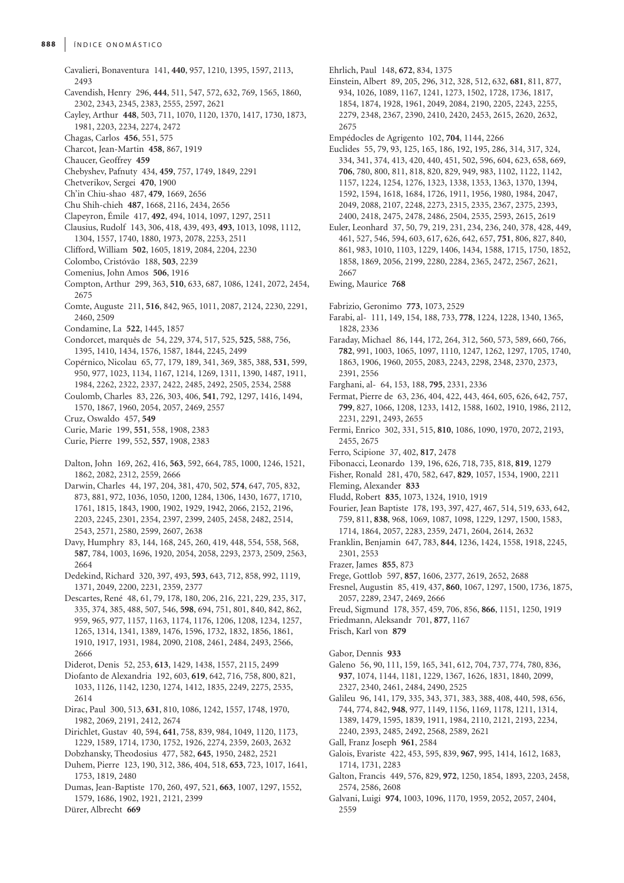Cavalieri, Bonaventura 141, **440**, 957, 1210, 1395, 1597, 2113, 2493

Cavendish, Henry 296, **444**, 511, 547, 572, 632, 769, 1565, 1860, 2302, 2343, 2345, 2383, 2555, 2597, 2621

Cayley, Arthur **448**, 503, 711, 1070, 1120, 1370, 1417, 1730, 1873, 1981, 2203, 2234, 2274, 2472

Chagas, Carlos **456**, 551, 575

Charcot, Jean-Martin **458**, 867, 1919

Chaucer, Geoffrey **459**

Chebyshev, Pafnuty 434, **459**, 757, 1749, 1849, 2291

Chetverikov, Sergei **470**, 1900

Ch'in Chiu-shao 487, **479**, 1669, 2656

Chu Shih-chieh **487**, 1668, 2116, 2434, 2656

Clapeyron, Émile 417, **492**, 494, 1014, 1097, 1297, 2511

Clausius, Rudolf 143, 306, 418, 439, 493, **493**, 1013, 1098, 1112, 1304, 1557, 1740, 1880, 1973, 2078, 2253, 2511

Clifford, William **502**, 1605, 1819, 2084, 2204, 2230

Colombo, Cristóvão 188, **503**, 2239

Comenius, John Amos **506**, 1916

Compton, Arthur 299, 363, **510**, 633, 687, 1086, 1241, 2072, 2454, 2675

Comte, Auguste 211, **516**, 842, 965, 1011, 2087, 2124, 2230, 2291, 2460, 2509

Condamine, La **522**, 1445, 1857

Condorcet, marquês de 54, 229, 374, 517, 525, **525**, 588, 756, 1395, 1410, 1434, 1576, 1587, 1844, 2245, 2499

Copérnico, Nicolau 65, 77, 179, 189, 341, 369, 385, 388, **531**, 599, 950, 977, 1023, 1134, 1167, 1214, 1269, 1311, 1390, 1487, 1911, 1984, 2262, 2322, 2337, 2422, 2485, 2492, 2505, 2534, 2588

Coulomb, Charles 83, 226, 303, 406, **541**, 792, 1297, 1416, 1494, 1570, 1867, 1960, 2054, 2057, 2469, 2557

Cruz, Oswaldo 457, **549**

Curie, Marie 199, **551**, 558, 1908, 2383

Curie, Pierre 199, 552, **557**, 1908, 2383

Dalton, John 169, 262, 416, **563**, 592, 664, 785, 1000, 1246, 1521, 1862, 2082, 2312, 2559, 2666

Darwin, Charles 44, 197, 204, 381, 470, 502, **574**, 647, 705, 832, 873, 881, 972, 1036, 1050, 1200, 1284, 1306, 1430, 1677, 1710, 1761, 1815, 1843, 1900, 1902, 1929, 1942, 2066, 2152, 2196, 2203, 2245, 2301, 2354, 2397, 2399, 2405, 2458, 2482, 2514, 2543, 2571, 2580, 2599, 2607, 2638

Davy, Humphry 83, 144, 168, 245, 260, 419, 448, 554, 558, 568, **587**, 784, 1003, 1696, 1920, 2054, 2058, 2293, 2373, 2509, 2563, 2664

Dedekind, Richard 320, 397, 493, **593**, 643, 712, 858, 992, 1119, 1371, 2049, 2200, 2231, 2359, 2377

Descartes, René 48, 61, 79, 178, 180, 206, 216, 221, 229, 235, 317, 335, 374, 385, 488, 507, 546, **598**, 694, 751, 801, 840, 842, 862, 959, 965, 977, 1157, 1163, 1174, 1176, 1206, 1208, 1234, 1257, 1265, 1314, 1341, 1389, 1476, 1596, 1732, 1832, 1856, 1861, 1910, 1917, 1931, 1984, 2090, 2108, 2461, 2484, 2493, 2566, 2666

Diderot, Denis 52, 253, **613**, 1429, 1438, 1557, 2115, 2499

Diofanto de Alexandria 192, 603, **619**, 642, 716, 758, 800, 821, 1033, 1126, 1142, 1230, 1274, 1412, 1835, 2249, 2275, 2535, 2614

Dirac, Paul 300, 513, **631**, 810, 1086, 1242, 1557, 1748, 1970, 1982, 2069, 2191, 2412, 2674

Dirichlet, Gustav 40, 594, **641**, 758, 839, 984, 1049, 1120, 1173, 1229, 1589, 1714, 1730, 1752, 1926, 2274, 2359, 2603, 2632

Dobzhansky, Theodosius 477, 582, **645**, 1950, 2482, 2521

Duhem, Pierre 123, 190, 312, 386, 404, 518, **653**, 723, 1017, 1641, 1753, 1819, 2480

Dumas, Jean-Baptiste 170, 260, 497, 521, **663**, 1007, 1297, 1552, 1579, 1686, 1902, 1921, 2121, 2399

Dürer, Albrecht **669**

Ehrlich, Paul 148, **672**, 834, 1375

Einstein, Albert 89, 205, 296, 312, 328, 512, 632, **681**, 811, 877, 934, 1026, 1089, 1167, 1241, 1273, 1502, 1728, 1736, 1817, 1854, 1874, 1928, 1961, 2049, 2084, 2190, 2205, 2243, 2255, 2279, 2348, 2367, 2390, 2410, 2420, 2453, 2615, 2620, 2632, 2675

Empédocles de Agrigento 102, **704**, 1144, 2266

Euclides 55, 79, 93, 125, 165, 186, 192, 195, 286, 314, 317, 324, 334, 341, 374, 413, 420, 440, 451, 502, 596, 604, 623, 658, 669, **706**, 780, 800, 811, 818, 820, 829, 949, 983, 1102, 1122, 1142, 1157, 1224, 1254, 1276, 1323, 1338, 1353, 1363, 1370, 1394, 1592, 1594, 1618, 1684, 1726, 1911, 1956, 1980, 1984, 2047, 2049, 2088, 2107, 2248, 2273, 2315, 2335, 2367, 2375, 2393, 2400, 2418, 2475, 2478, 2486, 2504, 2535, 2593, 2615, 2619

Euler, Leonhard 37, 50, 79, 219, 231, 234, 236, 240, 378, 428, 449, 461, 527, 546, 594, 603, 617, 626, 642, 657, **751**, 806, 827, 840, 861, 983, 1010, 1103, 1229, 1406, 1434, 1588, 1715, 1750, 1852, 1858, 1869, 2056, 2199, 2280, 2284, 2365, 2472, 2567, 2621, 2667

Ewing, Maurice **768**

Fabrizio, Geronimo **773**, 1073, 2529

Farabi, al- 111, 149, 154, 188, 733, **778**, 1224, 1228, 1340, 1365, 1828, 2336

Faraday, Michael 86, 144, 172, 264, 312, 560, 573, 589, 660, 766, **782**, 991, 1003, 1065, 1097, 1110, 1247, 1262, 1297, 1705, 1740, 1863, 1906, 1960, 2055, 2083, 2243, 2298, 2348, 2370, 2373, 2391, 2556

Farghani, al- 64, 153, 188, **795**, 2331, 2336

Fermat, Pierre de 63, 236, 404, 422, 443, 464, 605, 626, 642, 757, **799**, 827, 1066, 1208, 1233, 1412, 1588, 1602, 1910, 1986, 2112, 2231, 2291, 2493, 2655

Fermi, Enrico 302, 331, 515, **810**, 1086, 1090, 1970, 2072, 2193, 2455, 2675

Ferro, Scipione 37, 402, **817**, 2478

Fibonacci, Leonardo 139, 196, 626, 718, 735, 818, **819**, 1279

Fisher, Ronald 281, 470, 582, 647, **829**, 1057, 1534, 1900, 2211

Fleming, Alexander **833**

Fludd, Robert **835**, 1073, 1324, 1910, 1919

Fourier, Jean Baptiste 178, 193, 397, 427, 467, 514, 519, 633, 642, 759, 811, **838**, 968, 1069, 1087, 1098, 1229, 1297, 1500, 1583, 1714, 1864, 2057, 2283, 2359, 2471, 2604, 2614, 2632

Franklin, Benjamin 647, 783, **844**, 1236, 1424, 1558, 1918, 2245, 2301, 2553

Frazer, James **855**, 873

Frege, Gottlob 597, **857**, 1606, 2377, 2619, 2652, 2688

Fresnel, Augustin 85, 419, 437, **860**, 1067, 1297, 1500, 1736, 1875, 2057, 2289, 2347, 2469, 2666

Freud, Sigmund 178, 357, 459, 706, 856, **866**, 1151, 1250, 1919

Friedmann, Aleksandr 701, **877**, 1167

Frisch, Karl von **879**

Gabor, Dennis **933**

Galeno 56, 90, 111, 159, 165, 341, 612, 704, 737, 774, 780, 836, **937**, 1074, 1144, 1181, 1229, 1367, 1626, 1831, 1840, 2099, 2327, 2340, 2461, 2484, 2490, 2525

Galileu 96, 141, 179, 335, 343, 371, 383, 388, 408, 440, 598, 656, 744, 774, 842, **948**, 977, 1149, 1156, 1169, 1178, 1211, 1314, 1389, 1479, 1595, 1839, 1911, 1984, 2110, 2121, 2193, 2234, 2240, 2393, 2485, 2492, 2568, 2589, 2621

Gall, Franz Joseph **961**, 2584

Galois, Evariste 422, 453, 595, 839, **967**, 995, 1414, 1612, 1683, 1714, 1731, 2283

Galton, Francis 449, 576, 829, **972**, 1250, 1854, 1893, 2203, 2458, 2574, 2586, 2608

Galvani, Luigi **974**, 1003, 1096, 1170, 1959, 2052, 2057, 2404, 2559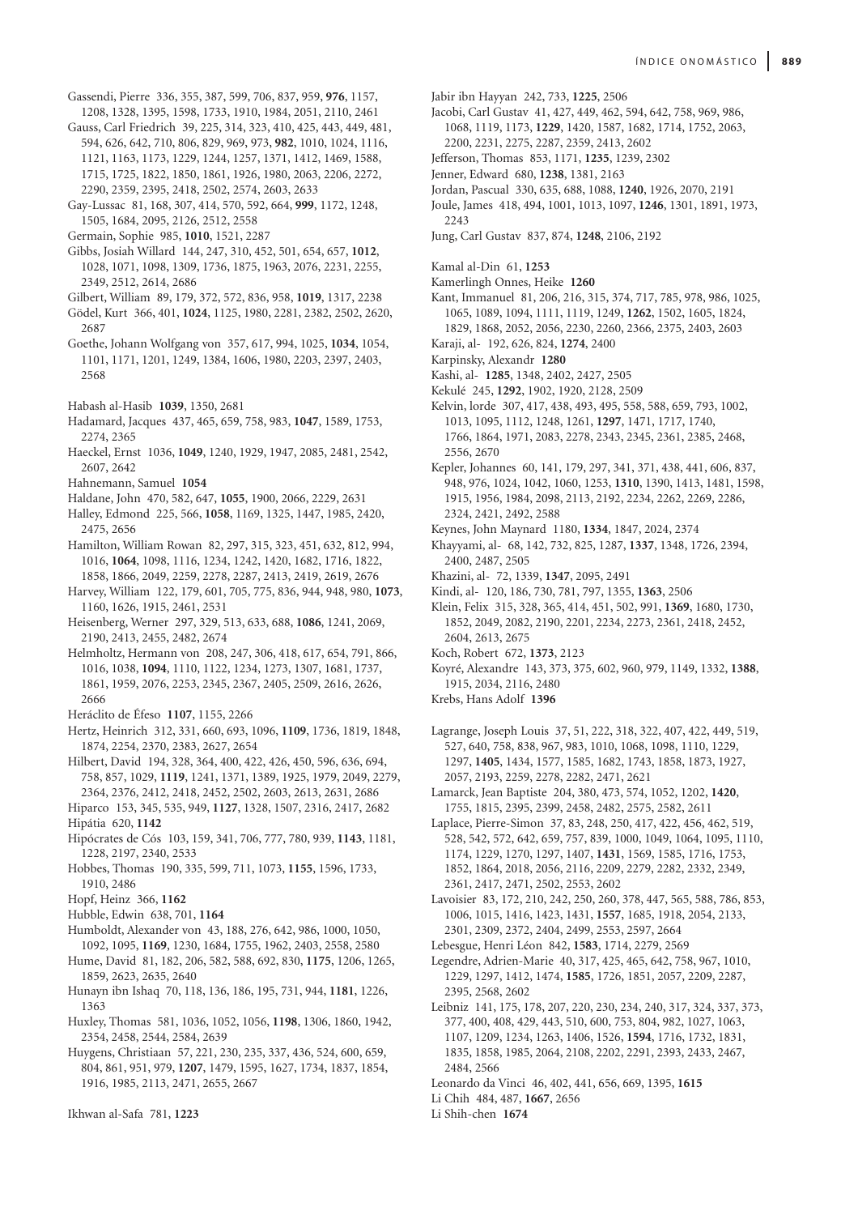Gassendi, Pierre 336, 355, 387, 599, 706, 837, 959, **976**, 1157, 1208, 1328, 1395, 1598, 1733, 1910, 1984, 2051, 2110, 2461

Gauss, Carl Friedrich 39, 225, 314, 323, 410, 425, 443, 449, 481, 594, 626, 642, 710, 806, 829, 969, 973, **982**, 1010, 1024, 1116, 1121, 1163, 1173, 1229, 1244, 1257, 1371, 1412, 1469, 1588, 1715, 1725, 1822, 1850, 1861, 1926, 1980, 2063, 2206, 2272, 2290, 2359, 2395, 2418, 2502, 2574, 2603, 2633

Gay-Lussac 81, 168, 307, 414, 570, 592, 664, **999**, 1172, 1248, 1505, 1684, 2095, 2126, 2512, 2558

Germain, Sophie 985, **1010**, 1521, 2287

Gibbs, Josiah Willard 144, 247, 310, 452, 501, 654, 657, **1012**, 1028, 1071, 1098, 1309, 1736, 1875, 1963, 2076, 2231, 2255, 2349, 2512, 2614, 2686

Gilbert, William 89, 179, 372, 572, 836, 958, **1019**, 1317, 2238

Gödel, Kurt 366, 401, **1024**, 1125, 1980, 2281, 2382, 2502, 2620, 2687

Goethe, Johann Wolfgang von 357, 617, 994, 1025, **1034**, 1054, 1101, 1171, 1201, 1249, 1384, 1606, 1980, 2203, 2397, 2403, 2568

Habash al-Hasib **1039**, 1350, 2681

Hadamard, Jacques 437, 465, 659, 758, 983, **1047**, 1589, 1753, 2274, 2365

Haeckel, Ernst 1036, **1049**, 1240, 1929, 1947, 2085, 2481, 2542, 2607, 2642

Hahnemann, Samuel **1054**

Haldane, John 470, 582, 647, **1055**, 1900, 2066, 2229, 2631

Halley, Edmond 225, 566, **1058**, 1169, 1325, 1447, 1985, 2420, 2475, 2656

Hamilton, William Rowan 82, 297, 315, 323, 451, 632, 812, 994, 1016, **1064**, 1098, 1116, 1234, 1242, 1420, 1682, 1716, 1822, 1858, 1866, 2049, 2259, 2278, 2287, 2413, 2419, 2619, 2676

Harvey, William 122, 179, 601, 705, 775, 836, 944, 948, 980, **1073**, 1160, 1626, 1915, 2461, 2531

Heisenberg, Werner 297, 329, 513, 633, 688, **1086**, 1241, 2069, 2190, 2413, 2455, 2482, 2674

Helmholtz, Hermann von 208, 247, 306, 418, 617, 654, 791, 866, 1016, 1038, **1094**, 1110, 1122, 1234, 1273, 1307, 1681, 1737, 1861, 1959, 2076, 2253, 2345, 2367, 2405, 2509, 2616, 2626, 2666

Heráclito de Éfeso **1107**, 1155, 2266

Hertz, Heinrich 312, 331, 660, 693, 1096, **1109**, 1736, 1819, 1848, 1874, 2254, 2370, 2383, 2627, 2654

Hilbert, David 194, 328, 364, 400, 422, 426, 450, 596, 636, 694, 758, 857, 1029, **1119**, 1241, 1371, 1389, 1925, 1979, 2049, 2279, 2364, 2376, 2412, 2418, 2452, 2502, 2603, 2613, 2631, 2686

Hiparco 153, 345, 535, 949, **1127**, 1328, 1507, 2316, 2417, 2682

Hipátia 620, **1142**

Hipócrates de Cós 103, 159, 341, 706, 777, 780, 939, **1143**, 1181, 1228, 2197, 2340, 2533

Hobbes, Thomas 190, 335, 599, 711, 1073, **1155**, 1596, 1733, 1910, 2486

Hopf, Heinz 366, **1162**

Hubble, Edwin 638, 701, **1164**

Humboldt, Alexander von 43, 188, 276, 642, 986, 1000, 1050, 1092, 1095, **1169**, 1230, 1684, 1755, 1962, 2403, 2558, 2580

Hume, David 81, 182, 206, 582, 588, 692, 830, **1175**, 1206, 1265, 1859, 2623, 2635, 2640

Hunayn ibn Ishaq 70, 118, 136, 186, 195, 731, 944, **1181**, 1226, 1363

Huxley, Thomas 581, 1036, 1052, 1056, **1198**, 1306, 1860, 1942, 2354, 2458, 2544, 2584, 2639

Huygens, Christiaan 57, 221, 230, 235, 337, 436, 524, 600, 659, 804, 861, 951, 979, **1207**, 1479, 1595, 1627, 1734, 1837, 1854, 1916, 1985, 2113, 2471, 2655, 2667

Ikhwan al-Safa 781, **1223**

Jabir ibn Hayyan 242, 733, **1225**, 2506

Jacobi, Carl Gustav 41, 427, 449, 462, 594, 642, 758, 969, 986, 1068, 1119, 1173, **1229**, 1420, 1587, 1682, 1714, 1752, 2063, 2200, 2231, 2275, 2287, 2359, 2413, 2602

Jefferson, Thomas 853, 1171, **1235**, 1239, 2302

Jenner, Edward 680, **1238**, 1381, 2163

Jordan, Pascual 330, 635, 688, 1088, **1240**, 1926, 2070, 2191

Joule, James 418, 494, 1001, 1013, 1097, **1246**, 1301, 1891, 1973, 2243

Jung, Carl Gustav 837, 874, **1248**, 2106, 2192

Kamal al-Din 61, **1253**

Kamerlingh Onnes, Heike **1260**

Kant, Immanuel 81, 206, 216, 315, 374, 717, 785, 978, 986, 1025, 1065, 1089, 1094, 1111, 1119, 1249, **1262**, 1502, 1605, 1824, 1829, 1868, 2052, 2056, 2230, 2260, 2366, 2375, 2403, 2603

Karaji, al- 192, 626, 824, **1274**, 2400

Karpinsky, Alexandr **1280**

Kashi, al- **1285**, 1348, 2402, 2427, 2505

Kekulé 245, **1292**, 1902, 1920, 2128, 2509

Kelvin, lorde 307, 417, 438, 493, 495, 558, 588, 659, 793, 1002, 1013, 1095, 1112, 1248, 1261, **1297**, 1471, 1717, 1740, 1766, 1864, 1971, 2083, 2278, 2343, 2345, 2361, 2385, 2468, 2556, 2670

Kepler, Johannes 60, 141, 179, 297, 341, 371, 438, 441, 606, 837, 948, 976, 1024, 1042, 1060, 1253, **1310**, 1390, 1413, 1481, 1598, 1915, 1956, 1984, 2098, 2113, 2192, 2234, 2262, 2269, 2286, 2324, 2421, 2492, 2588

Keynes, John Maynard 1180, **1334**, 1847, 2024, 2374

Khayyami, al- 68, 142, 732, 825, 1287, **1337**, 1348, 1726, 2394, 2400, 2487, 2505

Khazini, al- 72, 1339, **1347**, 2095, 2491

Kindi, al- 120, 186, 730, 781, 797, 1355, **1363**, 2506

Klein, Felix 315, 328, 365, 414, 451, 502, 991, **1369**, 1680, 1730, 1852, 2049, 2082, 2190, 2201, 2234, 2273, 2361, 2418, 2452, 2604, 2613, 2675

Koch, Robert 672, **1373**, 2123

Koyré, Alexandre 143, 373, 375, 602, 960, 979, 1149, 1332, **1388**, 1915, 2034, 2116, 2480

Krebs, Hans Adolf **1396**

Lagrange, Joseph Louis 37, 51, 222, 318, 322, 407, 422, 449, 519, 527, 640, 758, 838, 967, 983, 1010, 1068, 1098, 1110, 1229, 1297, **1405**, 1434, 1577, 1585, 1682, 1743, 1858, 1873, 1927, 2057, 2193, 2259, 2278, 2282, 2471, 2621

Lamarck, Jean Baptiste 204, 380, 473, 574, 1052, 1202, **1420**, 1755, 1815, 2395, 2399, 2458, 2482, 2575, 2582, 2611

Laplace, Pierre-Simon 37, 83, 248, 250, 417, 422, 456, 462, 519, 528, 542, 572, 642, 659, 757, 839, 1000, 1049, 1064, 1095, 1110, 1174, 1229, 1270, 1297, 1407, **1431**, 1569, 1585, 1716, 1753, 1852, 1864, 2018, 2056, 2116, 2209, 2279, 2282, 2332, 2349, 2361, 2417, 2471, 2502, 2553, 2602

Lavoisier 83, 172, 210, 242, 250, 260, 378, 447, 565, 588, 786, 853, 1006, 1015, 1416, 1423, 1431, **1557**, 1685, 1918, 2054, 2133, 2301, 2309, 2372, 2404, 2499, 2553, 2597, 2664

Lebesgue, Henri Léon 842, **1583**, 1714, 2279, 2569

Legendre, Adrien-Marie 40, 317, 425, 465, 642, 758, 967, 1010, 1229, 1297, 1412, 1474, **1585**, 1726, 1851, 2057, 2209, 2287, 2395, 2568, 2602

Leibniz 141, 175, 178, 207, 220, 230, 234, 240, 317, 324, 337, 373, 377, 400, 408, 429, 443, 510, 600, 753, 804, 982, 1027, 1063, 1107, 1209, 1234, 1263, 1406, 1526, **1594**, 1716, 1732, 1831, 1835, 1858, 1985, 2064, 2108, 2202, 2291, 2393, 2433, 2467, 2484, 2566

Leonardo da Vinci 46, 402, 441, 656, 669, 1395, **1615**

Li Chih 484, 487, **1667**, 2656

Li Shih-chen **1674**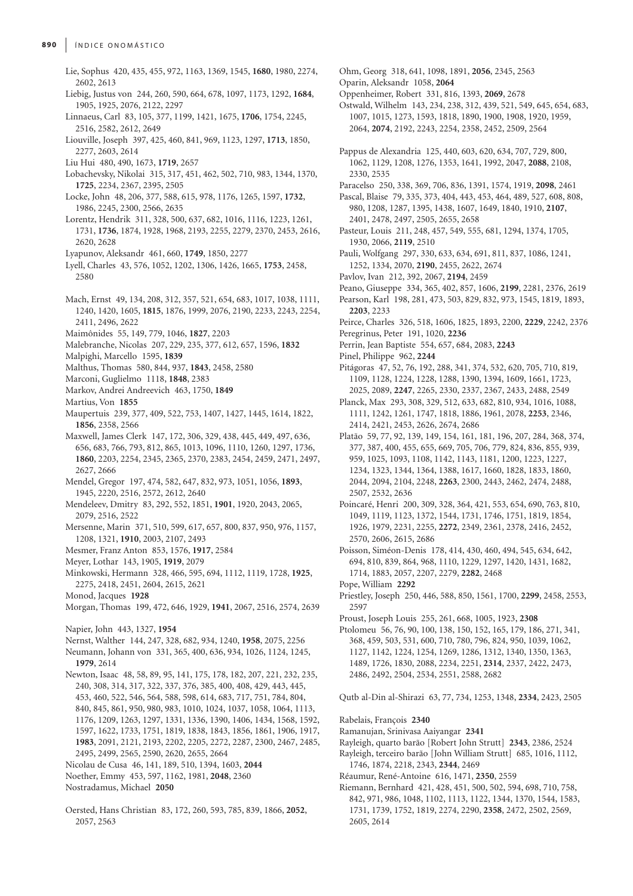Lie, Sophus 420, 435, 455, 972, 1163, 1369, 1545, **1680**, 1980, 2274, 2602, 2613

Liebig, Justus von 244, 260, 590, 664, 678, 1097, 1173, 1292, **1684**, 1905, 1925, 2076, 2122, 2297

Linnaeus, Carl 83, 105, 377, 1199, 1421, 1675, **1706**, 1754, 2245, 2516, 2582, 2612, 2649

Liouville, Joseph 397, 425, 460, 841, 969, 1123, 1297, **1713**, 1850, 2277, 2603, 2614

Liu Hui 480, 490, 1673, **1719**, 2657

Lobachevsky, Nikolai 315, 317, 451, 462, 502, 710, 983, 1344, 1370, **1725**, 2234, 2367, 2395, 2505

Locke, John 48, 206, 377, 588, 615, 978, 1176, 1265, 1597, **1732**, 1986, 2245, 2300, 2566, 2635

Lorentz, Hendrik 311, 328, 500, 637, 682, 1016, 1116, 1223, 1261, 1731, **1736**, 1874, 1928, 1968, 2193, 2255, 2279, 2370, 2453, 2616, 2620, 2628

Lyapunov, Aleksandr 461, 660, **1749**, 1850, 2277

Lyell, Charles 43, 576, 1052, 1202, 1306, 1426, 1665, **1753**, 2458, 2580

Mach, Ernst 49, 134, 208, 312, 357, 521, 654, 683, 1017, 1038, 1111, 1240, 1420, 1605, **1815**, 1876, 1999, 2076, 2190, 2233, 2243, 2254, 2411, 2496, 2622

Maimônides 55, 149, 779, 1046, **1827**, 2203

Malebranche, Nicolas 207, 229, 235, 377, 612, 657, 1596, **1832**

Malpighi, Marcello 1595, **1839**

Malthus, Thomas 580, 844, 937, **1843**, 2458, 2580

Marconi, Guglielmo 1118, **1848**, 2383

Markov, Andrei Andreevich 463, 1750, **1849**

Martius, Von **1855**

Maupertuis 239, 377, 409, 522, 753, 1407, 1427, 1445, 1614, 1822, **1856**, 2358, 2566

Maxwell, James Clerk 147, 172, 306, 329, 438, 445, 449, 497, 636, 656, 683, 766, 793, 812, 865, 1013, 1096, 1110, 1260, 1297, 1736, **1860**, 2203, 2254, 2345, 2365, 2370, 2383, 2454, 2459, 2471, 2497, 2627, 2666

Mendel, Gregor 197, 474, 582, 647, 832, 973, 1051, 1056, **1893**, 1945, 2220, 2516, 2572, 2612, 2640

Mendeleev, Dmitry 83, 292, 552, 1851, **1901**, 1920, 2043, 2065, 2079, 2516, 2522

Mersenne, Marin 371, 510, 599, 617, 657, 800, 837, 950, 976, 1157, 1208, 1321, **1910**, 2003, 2107, 2493

Mesmer, Franz Anton 853, 1576, **1917**, 2584

Meyer, Lothar 143, 1905, **1919**, 2079

Minkowski, Hermann 328, 466, 595, 694, 1112, 1119, 1728, **1925**, 2275, 2418, 2451, 2604, 2615, 2621

Monod, Jacques **1928**

Morgan, Thomas 199, 472, 646, 1929, **1941**, 2067, 2516, 2574, 2639

Napier, John 443, 1327, **1954**

Nernst, Walther 144, 247, 328, 682, 934, 1240, **1958**, 2075, 2256

Neumann, Johann von 331, 365, 400, 636, 934, 1026, 1124, 1245, **1979**, 2614

Newton, Isaac 48, 58, 89, 95, 141, 175, 178, 182, 207, 221, 232, 235, 240, 308, 314, 317, 322, 337, 376, 385, 400, 408, 429, 443, 445, 453, 460, 522, 546, 564, 588, 598, 614, 683, 717, 751, 784, 804, 840, 845, 861, 950, 980, 983, 1010, 1024, 1037, 1058, 1064, 1113, 1176, 1209, 1263, 1297, 1331, 1336, 1390, 1406, 1434, 1568, 1592, 1597, 1622, 1733, 1751, 1819, 1838, 1843, 1856, 1861, 1906, 1917, **1983**, 2091, 2121, 2193, 2202, 2205, 2272, 2287, 2300, 2467, 2485, 2495, 2499, 2565, 2590, 2620, 2655, 2664

Nicolau de Cusa 46, 141, 189, 510, 1394, 1603, **2044**

Noether, Emmy 453, 597, 1162, 1981, **2048**, 2360

Nostradamus, Michael **2050**

Oersted, Hans Christian 83, 172, 260, 593, 785, 839, 1866, **2052**, 2057, 2563

Ohm, Georg 318, 641, 1098, 1891, **2056**, 2345, 2563

Oparin, Aleksandr 1058, **2064**

Oppenheimer, Robert 331, 816, 1393, **2069**, 2678

Ostwald, Wilhelm 143, 234, 238, 312, 439, 521, 549, 645, 654, 683, 1007, 1015, 1273, 1593, 1818, 1890, 1900, 1908, 1920, 1959, 2064, **2074**, 2192, 2243, 2254, 2358, 2452, 2509, 2564

Pappus de Alexandria 125, 440, 603, 620, 634, 707, 729, 800, 1062, 1129, 1208, 1276, 1353, 1641, 1992, 2047, **2088**, 2108, 2330, 2535

Paracelso 250, 338, 369, 706, 836, 1391, 1574, 1919, **2098**, 2461

Pascal, Blaise 79, 335, 373, 404, 443, 453, 464, 489, 527, 608, 808, 980, 1208, 1287, 1395, 1438, 1607, 1649, 1840, 1910, **2107**, 2401, 2478, 2497, 2505, 2655, 2658

Pasteur, Louis 211, 248, 457, 549, 555, 681, 1294, 1374, 1705, 1930, 2066, **2119**, 2510

Pauli, Wolfgang 297, 330, 633, 634, 691, 811, 837, 1086, 1241, 1252, 1334, 2070, **2190**, 2455, 2622, 2674

Pavlov, Ivan 212, 392, 2067, **2194**, 2459

Peano, Giuseppe 334, 365, 402, 857, 1606, **2199**, 2281, 2376, 2619

Pearson, Karl 198, 281, 473, 503, 829, 832, 973, 1545, 1819, 1893, **2203**, 2233

Peirce, Charles 326, 518, 1606, 1825, 1893, 2200, **2229**, 2242, 2376

Peregrinus, Peter 191, 1020, **2236**

Perrin, Jean Baptiste 554, 657, 684, 2083, **2243**

Pinel, Philippe 962, **2244**

Pitágoras 47, 52, 76, 192, 288, 341, 374, 532, 620, 705, 710, 819, 1109, 1128, 1224, 1228, 1288, 1390, 1394, 1609, 1661, 1723, 2025, 2089, **2247**, 2265, 2330, 2337, 2367, 2433, 2488, 2549

Planck, Max 293, 308, 329, 512, 633, 682, 810, 934, 1016, 1088, 1111, 1242, 1261, 1747, 1818, 1886, 1961, 2078, **2253**, 2346, 2414, 2421, 2453, 2626, 2674, 2686

Platão 59, 77, 92, 139, 149, 154, 161, 181, 196, 207, 284, 368, 374, 377, 387, 400, 455, 655, 669, 705, 706, 779, 824, 836, 855, 939, 959, 1025, 1093, 1108, 1142, 1143, 1181, 1200, 1223, 1227, 1234, 1323, 1344, 1364, 1388, 1617, 1660, 1828, 1833, 1860, 2044, 2094, 2104, 2248, **2263**, 2300, 2443, 2462, 2474, 2488, 2507, 2532, 2636

Poincaré, Henri 200, 309, 328, 364, 421, 553, 654, 690, 763, 810, 1049, 1119, 1123, 1372, 1544, 1731, 1746, 1751, 1819, 1854, 1926, 1979, 2231, 2255, **2272**, 2349, 2361, 2378, 2416, 2452, 2570, 2606, 2615, 2686

Poisson, Siméon-Denis 178, 414, 430, 460, 494, 545, 634, 642, 694, 810, 839, 864, 968, 1110, 1229, 1297, 1420, 1431, 1682, 1714, 1883, 2057, 2207, 2279, **2282**, 2468

Pope, William **2292**

Priestley, Joseph 250, 446, 588, 850, 1561, 1700, **2299**, 2458, 2553, 2597

Proust, Joseph Louis 255, 261, 668, 1005, 1923, **2308**

Ptolomeu 56, 76, 90, 100, 138, 150, 152, 165, 179, 186, 271, 341, 368, 459, 503, 531, 600, 710, 780, 796, 824, 950, 1039, 1062, 1127, 1142, 1224, 1254, 1269, 1286, 1312, 1340, 1350, 1363, 1489, 1726, 1830, 2088, 2234, 2251, **2314**, 2337, 2422, 2473, 2486, 2492, 2504, 2534, 2551, 2588, 2682

Qutb al-Din al-Shirazi 63, 77, 734, 1253, 1348, **2334**, 2423, 2505

Rabelais, François **2340**

Ramanujan, Srinivasa Aaiyangar **2341**

Rayleigh, quarto barão [Robert John Strutt] **2343**, 2386, 2524

Rayleigh, terceiro barão [John William Strutt] 685, 1016, 1112, 1746, 1874, 2218, 2343, **2344**, 2469

Réaumur, René-Antoine 616, 1471, **2350**, 2559

Riemann, Bernhard 421, 428, 451, 500, 502, 594, 698, 710, 758, 842, 971, 986, 1048, 1102, 1113, 1122, 1344, 1370, 1544, 1583, 1731, 1739, 1752, 1819, 2274, 2290, **2358**, 2472, 2502, 2569, 2605, 2614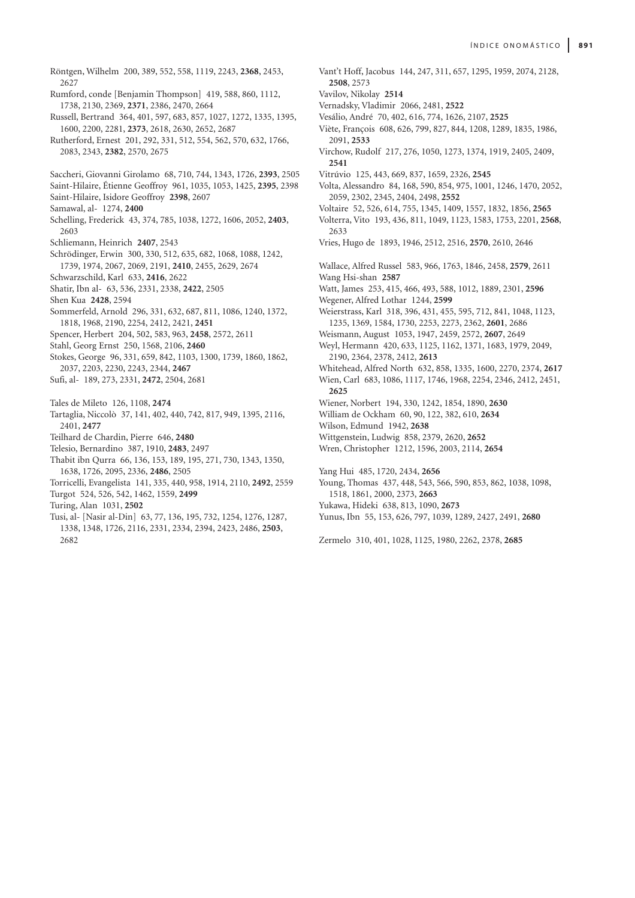Röntgen, Wilhelm 200, 389, 552, 558, 1119, 2243, **2368**, 2453, 2627

Rumford, conde [Benjamin Thompson] 419, 588, 860, 1112, 1738, 2130, 2369, **2371**, 2386, 2470, 2664

Russell, Bertrand 364, 401, 597, 683, 857, 1027, 1272, 1335, 1395, 1600, 2200, 2281, **2373**, 2618, 2630, 2652, 2687

Rutherford, Ernest 201, 292, 331, 512, 554, 562, 570, 632, 1766, 2083, 2343, **2382**, 2570, 2675

Saccheri, Giovanni Girolamo 68, 710, 744, 1343, 1726, **2393**, 2505

Saint-Hilaire, Étienne Geoffroy 961, 1035, 1053, 1425, **2395**, 2398

Saint-Hilaire, Isidore Geoffroy **2398**, 2607

Samawal, al- 1274, **2400**

Schelling, Frederick 43, 374, 785, 1038, 1272, 1606, 2052, **2403**, 2603

Schliemann, Heinrich **2407**, 2543

Schrödinger, Erwin 300, 330, 512, 635, 682, 1068, 1088, 1242, 1739, 1974, 2067, 2069, 2191, **2410**, 2455, 2629, 2674

Schwarzschild, Karl 633, **2416**, 2622

Shatir, Ibn al- 63, 536, 2331, 2338, **2422**, 2505

Shen Kua **2428**, 2594

Sommerfeld, Arnold 296, 331, 632, 687, 811, 1086, 1240, 1372, 1818, 1968, 2190, 2254, 2412, 2421, **2451**

Spencer, Herbert 204, 502, 583, 963, **2458**, 2572, 2611

Stahl, Georg Ernst 250, 1568, 2106, **2460**

Stokes, George 96, 331, 659, 842, 1103, 1300, 1739, 1860, 1862, 2037, 2203, 2230, 2243, 2344, **2467**

Sufi, al- 189, 273, 2331, **2472**, 2504, 2681

Tales de Mileto 126, 1108, **2474**

Tartaglia, Niccolò 37, 141, 402, 440, 742, 817, 949, 1395, 2116, 2401, **2477**

Teilhard de Chardin, Pierre 646, **2480**

Telesio, Bernardino 387, 1910, **2483**, 2497

Thabit ibn Qurra 66, 136, 153, 189, 195, 271, 730, 1343, 1350, 1638, 1726, 2095, 2336, **2486**, 2505

Torricelli, Evangelista 141, 335, 440, 958, 1914, 2110, **2492**, 2559

Turgot 524, 526, 542, 1462, 1559, **2499**

Turing, Alan 1031, **2502**

Tusi, al- [Nasir al-Din] 63, 77, 136, 195, 732, 1254, 1276, 1287, 1338, 1348, 1726, 2116, 2331, 2334, 2394, 2423, 2486, **2503**, 2682

Vant't Hoff, Jacobus 144, 247, 311, 657, 1295, 1959, 2074, 2128, **2508**, 2573

Vavilov, Nikolay **2514**

Vernadsky, Vladimir 2066, 2481, **2522**

Vesálio, André 70, 402, 616, 774, 1626, 2107, **2525**

Viète, François 608, 626, 799, 827, 844, 1208, 1289, 1835, 1986, 2091, **2533**

Virchow, Rudolf 217, 276, 1050, 1273, 1374, 1919, 2405, 2409, **2541**

Vitrúvio 125, 443, 669, 837, 1659, 2326, **2545**

Volta, Alessandro 84, 168, 590, 854, 975, 1001, 1246, 1470, 2052, 2059, 2302, 2345, 2404, 2498, **2552**

Voltaire 52, 526, 614, 755, 1345, 1409, 1557, 1832, 1856, **2565**

Volterra, Vito 193, 436, 811, 1049, 1123, 1583, 1753, 2201, **2568**, 2633

Vries, Hugo de 1893, 1946, 2512, 2516, **2570**, 2610, 2646

Wallace, Alfred Russel 583, 966, 1763, 1846, 2458, **2579**, 2611

Wang Hsi-shan **2587**

Watt, James 253, 415, 466, 493, 588, 1012, 1889, 2301, **2596**

Wegener, Alfred Lothar 1244, **2599**

Weierstrass, Karl 318, 396, 431, 455, 595, 712, 841, 1048, 1123, 1235, 1369, 1584, 1730, 2253, 2273, 2362, **2601**, 2686

Weismann, August 1053, 1947, 2459, 2572, **2607**, 2649

Weyl, Hermann 420, 633, 1125, 1162, 1371, 1683, 1979, 2049, 2190, 2364, 2378, 2412, **2613**

Whitehead, Alfred North 632, 858, 1335, 1600, 2270, 2374, **2617**

Wien, Carl 683, 1086, 1117, 1746, 1968, 2254, 2346, 2412, 2451, **2625**

Wiener, Norbert 194, 330, 1242, 1854, 1890, **2630**

William de Ockham 60, 90, 122, 382, 610, **2634**

Wilson, Edmund 1942, **2638**

Wittgenstein, Ludwig 858, 2379, 2620, **2652**

Wren, Christopher 1212, 1596, 2003, 2114, **2654**

Yang Hui 485, 1720, 2434, **2656**

Young, Thomas 437, 448, 543, 566, 590, 853, 862, 1038, 1098, 1518, 1861, 2000, 2373, **2663**

Yukawa, Hideki 638, 813, 1090, **2673**

Yunus, Ibn 55, 153, 626, 797, 1039, 1289, 2427, 2491, **2680**

Zermelo 310, 401, 1028, 1125, 1980, 2262, 2378, **2685**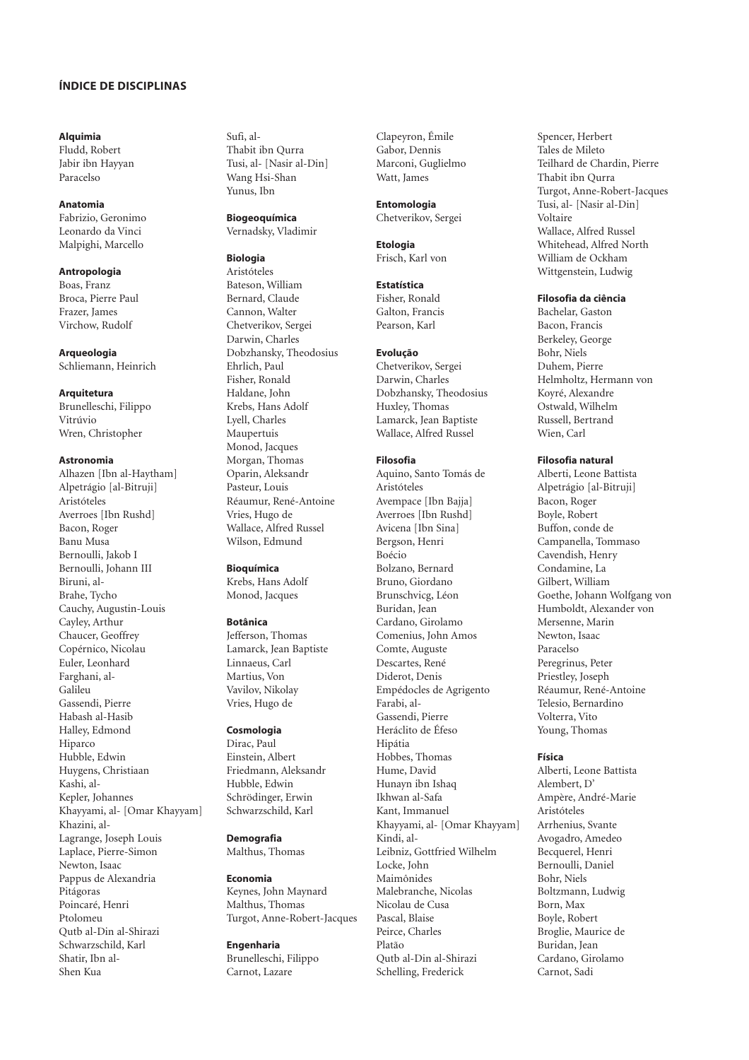## ÍNDICE DE DISCIPLINAS

**Alquimia**
Fludd, Robert
Jabir ibn Hayyan
Paracelso

**Anatomia**
Fabrizio, Geronimo
Leonardo da Vinci
Malpighi, Marcello

**Antropologia**
Boas, Franz
Broca, Pierre Paul
Frazer, James
Virchow, Rudolf

**Arqueologia**
Schliemann, Heinrich

**Arquitetura**
Brunelleschi, Filippo
Vitrúvio
Wren, Christopher

**Astronomia**
Alhazen [Ibn al-Haytham]
Alpetrágio [al-Bitruji]
Aristóteles
Averroes [Ibn Rushd]
Bacon, Roger
Banu Musa
Bernoulli, Jakob I
Bernoulli, Johann III
Biruni, al-
Brahe, Tycho
Cauchy, Augustin-Louis
Cayley, Arthur
Chaucer, Geoffrey
Copérnico, Nicolau
Euler, Leonhard
Farghani, al-
Galileu
Gassendi, Pierre
Habash al-Hasib
Halley, Edmond
Hiparco
Hubble, Edwin
Huygens, Christiaan
Kashi, al-
Kepler, Johannes
Khayyami, al- [Omar Khayyam]
Khazini, al-
Lagrange, Joseph Louis
Laplace, Pierre-Simon
Newton, Isaac
Pappus de Alexandria
Pitágoras
Poincaré, Henri
Ptolomeu
Qutb al-Din al-Shirazi
Schwarzschild, Karl
Shatir, Ibn al-
Shen Kua
Sufi, al-
Thabit ibn Qurra
Tusi, al- [Nasir al-Din]
Wang Hsi-Shan
Yunus, Ibn

**Biogeoquímica**
Vernadsky, Vladimir

**Biologia**
Aristóteles
Bateson, William
Bernard, Claude
Cannon, Walter
Chetverikov, Sergei
Darwin, Charles
Dobzhansky, Theodosius
Ehrlich, Paul
Fisher, Ronald
Haldane, John
Krebs, Hans Adolf
Lyell, Charles
Maupertuis
Monod, Jacques
Morgan, Thomas
Oparin, Aleksandr
Pasteur, Louis
Réaumur, René-Antoine
Vries, Hugo de
Wallace, Alfred Russel
Wilson, Edmund

**Bioquímica**
Krebs, Hans Adolf
Monod, Jacques

**Botânica**
Jefferson, Thomas
Lamarck, Jean Baptiste
Linnaeus, Carl
Martius, Von
Vavilov, Nikolay
Vries, Hugo de

**Cosmologia**
Dirac, Paul
Einstein, Albert
Friedmann, Aleksandr
Hubble, Edwin
Schrödinger, Erwin
Schwarzschild, Karl

**Demografia**
Malthus, Thomas

**Economia**
Keynes, John Maynard
Malthus, Thomas
Turgot, Anne-Robert-Jacques

**Engenharia**
Brunelleschi, Filippo
Carnot, Lazare
Clapeyron, Émile
Gabor, Dennis
Marconi, Guglielmo
Watt, James

**Entomologia**
Chetverikov, Sergei

**Etologia**
Frisch, Karl von

**Estatística**
Fisher, Ronald
Galton, Francis
Pearson, Karl

**Evolução**
Chetverikov, Sergei
Darwin, Charles
Dobzhansky, Theodosius
Huxley, Thomas
Lamarck, Jean Baptiste
Wallace, Alfred Russel

**Filosofia**
Aquino, Santo Tomás de
Aristóteles
Avempace [Ibn Bajja]
Averroes [Ibn Rushd]
Avicena [Ibn Sina]
Bergson, Henri
Boécio
Bolzano, Bernard
Bruno, Giordano
Brunschvicg, Léon
Buridan, Jean
Cardano, Girolamo
Comenius, John Amos
Comte, Auguste
Descartes, René
Diderot, Denis
Empédocles de Agrigento
Farabi, al-
Gassendi, Pierre
Heráclito de Éfeso
Hipátia
Hobbes, Thomas
Hume, David
Hunayn ibn Ishaq
Ikhwan al-Safa
Kant, Immanuel
Khayyami, al- [Omar Khayyam]
Kindi, al-
Leibniz, Gottfried Wilhelm
Locke, John
Maimônides
Malebranche, Nicolas
Nicolau de Cusa
Pascal, Blaise
Peirce, Charles
Platão
Qutb al-Din al-Shirazi
Schelling, Frederick
Spencer, Herbert
Tales de Mileto
Teilhard de Chardin, Pierre
Thabit ibn Qurra
Turgot, Anne-Robert-Jacques
Tusi, al- [Nasir al-Din]
Voltaire
Wallace, Alfred Russel
Whitehead, Alfred North
William de Ockham
Wittgenstein, Ludwig

**Filosofia da ciência**
Bachelar, Gaston
Bacon, Francis
Berkeley, George
Bohr, Niels
Duhem, Pierre
Helmholtz, Hermann von
Koyré, Alexandre
Ostwald, Wilhelm
Russell, Bertrand
Wien, Carl

**Filosofia natural**
Alberti, Leone Battista
Alpetrágio [al-Bitruji]
Bacon, Roger
Boyle, Robert
Buffon, conde de
Campanella, Tommaso
Cavendish, Henry
Condamine, La
Gilbert, William
Goethe, Johann Wolfgang von
Humboldt, Alexander von
Mersenne, Marin
Newton, Isaac
Paracelso
Peregrinus, Peter
Priestley, Joseph
Réaumur, René-Antoine
Telesio, Bernardino
Volterra, Vito
Young, Thomas

**Física**
Alberti, Leone Battista
Alembert, D'
Ampère, André-Marie
Aristóteles
Arrhenius, Svante
Avogadro, Amedeo
Becquerel, Henri
Bernoulli, Daniel
Bohr, Niels
Boltzmann, Ludwig
Born, Max
Boyle, Robert
Broglie, Maurice de
Buridan, Jean
Cardano, Girolamo
Carnot, Sadi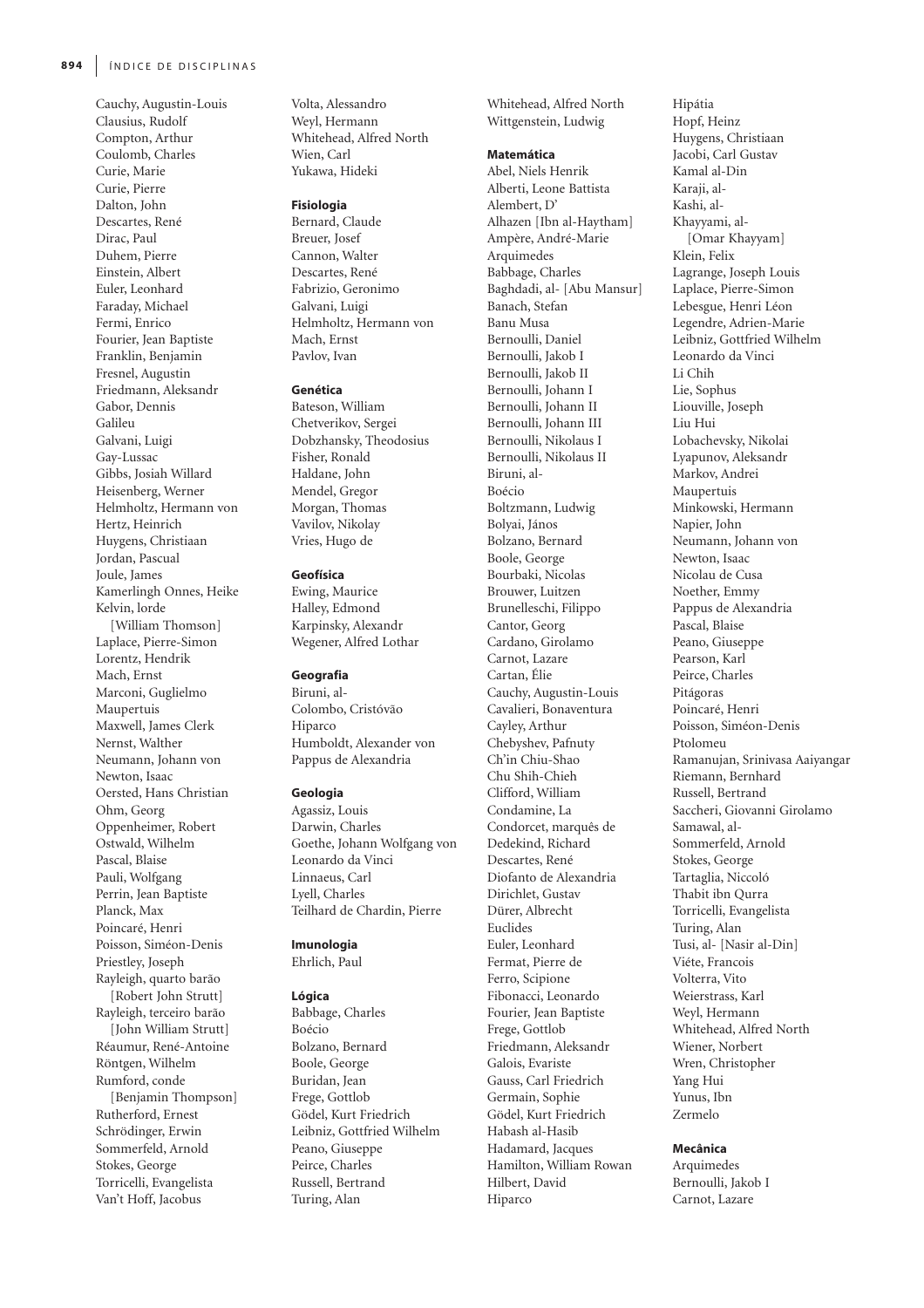Cauchy, Augustin-Louis
Clausius, Rudolf
Compton, Arthur
Coulomb, Charles
Curie, Marie
Curie, Pierre
Dalton, John
Descartes, René
Dirac, Paul
Duhem, Pierre
Einstein, Albert
Euler, Leonhard
Faraday, Michael
Fermi, Enrico
Fourier, Jean Baptiste
Franklin, Benjamin
Fresnel, Augustin
Friedmann, Aleksandr
Gabor, Dennis
Galileu
Galvani, Luigi
Gay-Lussac
Gibbs, Josiah Willard
Heisenberg, Werner
Helmholtz, Hermann von
Hertz, Heinrich
Huygens, Christiaan
Jordan, Pascual
Joule, James
Kamerlingh Onnes, Heike
Kelvin, lorde
[William Thomson]
Laplace, Pierre-Simon
Lorentz, Hendrik
Mach, Ernst
Marconi, Guglielmo
Maupertuis
Maxwell, James Clerk
Nernst, Walther
Neumann, Johann von
Newton, Isaac
Oersted, Hans Christian
Ohm, Georg
Oppenheimer, Robert
Ostwald, Wilhelm
Pascal, Blaise
Pauli, Wolfgang
Perrin, Jean Baptiste
Planck, Max
Poincaré, Henri
Poisson, Siméon-Denis
Priestley, Joseph
Rayleigh, quarto barão
[Robert John Strutt]
Rayleigh, terceiro barão
[John William Strutt]
Réaumur, René-Antoine
Röntgen, Wilhelm
Rumford, conde
[Benjamin Thompson]
Rutherford, Ernest
Schrödinger, Erwin
Sommerfeld, Arnold
Stokes, George
Torricelli, Evangelista
Van't Hoff, Jacobus
Volta, Alessandro
Weyl, Hermann
Whitehead, Alfred North
Wien, Carl
Yukawa, Hideki

**Fisiologia**
Bernard, Claude
Breuer, Josef
Cannon, Walter
Descartes, René
Fabrizio, Geronimo
Galvani, Luigi
Helmholtz, Hermann von
Mach, Ernst
Pavlov, Ivan

**Genética**
Bateson, William
Chetverikov, Sergei
Dobzhansky, Theodosius
Fisher, Ronald
Haldane, John
Mendel, Gregor
Morgan, Thomas
Vavilov, Nikolay
Vries, Hugo de

**Geofísica**
Ewing, Maurice
Halley, Edmond
Karpinsky, Alexandr
Wegener, Alfred Lothar

**Geografia**
Biruni, al-
Colombo, Cristóvão
Hiparco
Humboldt, Alexander von
Pappus de Alexandria

**Geologia**
Agassiz, Louis
Darwin, Charles
Goethe, Johann Wolfgang von
Leonardo da Vinci
Linnaeus, Carl
Lyell, Charles
Teilhard de Chardin, Pierre

**Imunologia**
Ehrlich, Paul

**Lógica**
Babbage, Charles
Boécio
Bolzano, Bernard
Boole, George
Buridan, Jean
Frege, Gottlob
Gödel, Kurt Friedrich
Leibniz, Gottfried Wilhelm
Peano, Giuseppe
Peirce, Charles
Russell, Bertrand
Turing, Alan
Whitehead, Alfred North
Wittgenstein, Ludwig

**Matemática**
Abel, Niels Henrik
Alberti, Leone Battista
Alembert, D'
Alhazen [Ibn al-Haytham]
Ampère, André-Marie
Arquimedes
Babbage, Charles
Baghdadi, al- [Abu Mansur]
Banach, Stefan
Banu Musa
Bernoulli, Daniel
Bernoulli, Jakob I
Bernoulli, Jakob II
Bernoulli, Johann I
Bernoulli, Johann II
Bernoulli, Johann III
Bernoulli, Nikolaus I
Bernoulli, Nikolaus II
Biruni, al-
Boécio
Boltzmann, Ludwig
Bolyai, János
Bolzano, Bernard
Boole, George
Bourbaki, Nicolas
Brouwer, Luitzen
Brunelleschi, Filippo
Cantor, Georg
Cardano, Girolamo
Carnot, Lazare
Cartan, Élie
Cauchy, Augustin-Louis
Cavalieri, Bonaventura
Cayley, Arthur
Chebyshev, Pafnuty
Ch'in Chiu-Shao
Chu Shih-Chieh
Clifford, William
Condamine, La
Condorcet, marquês de
Dedekind, Richard
Descartes, René
Diofanto de Alexandria
Dirichlet, Gustav
Dürer, Albrecht
Euclides
Euler, Leonhard
Fermat, Pierre de
Ferro, Scipione
Fibonacci, Leonardo
Fourier, Jean Baptiste
Frege, Gottlob
Friedmann, Aleksandr
Galois, Evariste
Gauss, Carl Friedrich
Germain, Sophie
Gödel, Kurt Friedrich
Habash al-Hasib
Hadamard, Jacques
Hamilton, William Rowan
Hilbert, David
Hiparco
Hipátia
Hopf, Heinz
Huygens, Christiaan
Jacobi, Carl Gustav
Kamal al-Din
Karaji, al-
Kashi, al-
Khayyami, al-
[Omar Khayyam]
Klein, Felix
Lagrange, Joseph Louis
Laplace, Pierre-Simon
Lebesgue, Henri Léon
Legendre, Adrien-Marie
Leibniz, Gottfried Wilhelm
Leonardo da Vinci
Li Chih
Lie, Sophus
Liouville, Joseph
Liu Hui
Lobachevsky, Nikolai
Lyapunov, Aleksandr
Markov, Andrei
Maupertuis
Minkowski, Hermann
Napier, John
Neumann, Johann von
Newton, Isaac
Nicolau de Cusa
Noether, Emmy
Pappus de Alexandria
Pascal, Blaise
Peano, Giuseppe
Pearson, Karl
Peirce, Charles
Pitágoras
Poincaré, Henri
Poisson, Siméon-Denis
Ptolomeu
Ramanujan, Srinivasa Aaiyangar
Riemann, Bernhard
Russell, Bertrand
Saccheri, Giovanni Girolamo
Samawal, al-
Sommerfeld, Arnold
Stokes, George
Tartaglia, Niccoló
Thabit ibn Qurra
Torricelli, Evangelista
Turing, Alan
Tusi, al- [Nasir al-Din]
Viéte, Francois
Volterra, Vito
Weierstrass, Karl
Weyl, Hermann
Whitehead, Alfred North
Wiener, Norbert
Wren, Christopher
Yang Hui
Yunus, Ibn
Zermelo

**Mecânica**
Arquimedes
Bernoulli, Jakob I
Carnot, Lazare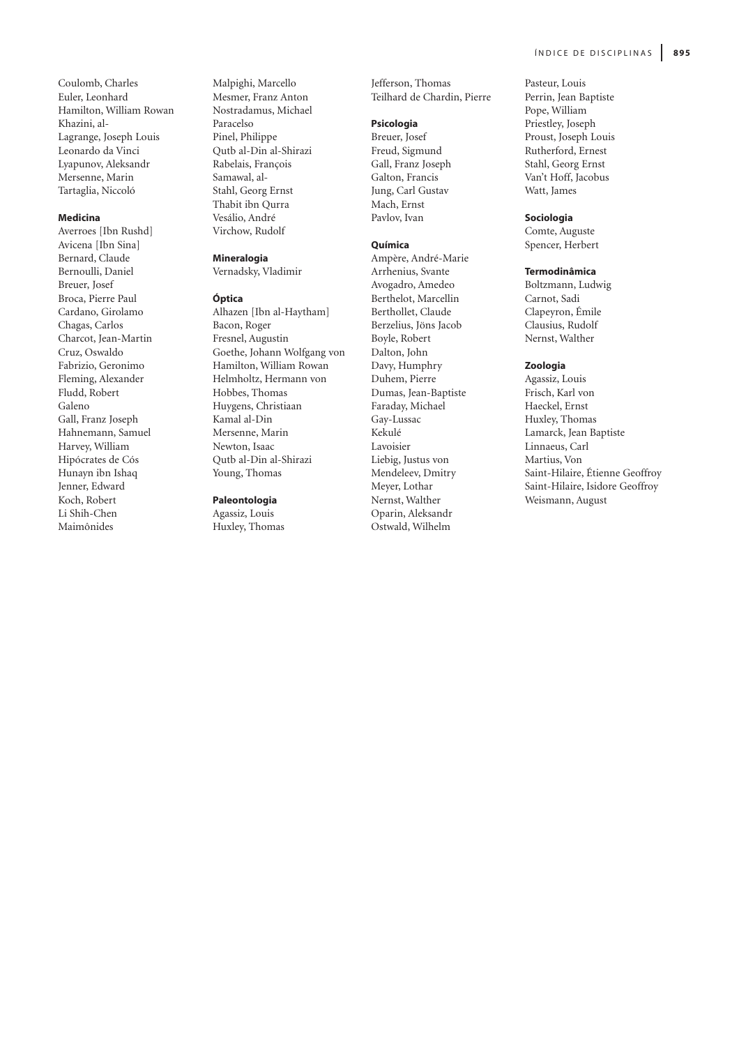Coulomb, Charles
Euler, Leonhard
Hamilton, William Rowan
Khazini, al-
Lagrange, Joseph Louis
Leonardo da Vinci
Lyapunov, Aleksandr
Mersenne, Marin
Tartaglia, Niccoló

**Medicina**

Averroes [Ibn Rushd]
Avicena [Ibn Sina]
Bernard, Claude
Bernoulli, Daniel
Breuer, Josef
Broca, Pierre Paul
Cardano, Girolamo
Chagas, Carlos
Charcot, Jean-Martin
Cruz, Oswaldo
Fabrizio, Geronimo
Fleming, Alexander
Fludd, Robert
Galeno
Gall, Franz Joseph
Hahnemann, Samuel
Harvey, William
Hipócrates de Cós
Hunayn ibn Ishaq
Jenner, Edward
Koch, Robert
Li Shih-Chen
Maimônides
Malpighi, Marcello
Mesmer, Franz Anton
Nostradamus, Michael
Paracelso
Pinel, Philippe
Qutb al-Din al-Shirazi
Rabelais, François
Samawal, al-
Stahl, Georg Ernst
Thabit ibn Qurra
Vesálio, André
Virchow, Rudolf

**Mineralogia**

Vernadsky, Vladimir

**Óptica**

Alhazen [Ibn al-Haytham]
Bacon, Roger
Fresnel, Augustin
Goethe, Johann Wolfgang von
Hamilton, William Rowan
Helmholtz, Hermann von
Hobbes, Thomas
Huygens, Christiaan
Kamal al-Din
Mersenne, Marin
Newton, Isaac
Qutb al-Din al-Shirazi
Young, Thomas

**Paleontologia**

Agassiz, Louis
Huxley, Thomas
Jefferson, Thomas
Teilhard de Chardin, Pierre

**Psicologia**

Breuer, Josef
Freud, Sigmund
Gall, Franz Joseph
Galton, Francis
Jung, Carl Gustav
Mach, Ernst
Pavlov, Ivan

**Química**

Ampère, André-Marie
Arrhenius, Svante
Avogadro, Amedeo
Berthelot, Marcellin
Berthollet, Claude
Berzelius, Jöns Jacob
Boyle, Robert
Dalton, John
Davy, Humphry
Duhem, Pierre
Dumas, Jean-Baptiste
Faraday, Michael
Gay-Lussac
Kekulé
Lavoisier
Liebig, Justus von
Mendeleev, Dmitry
Meyer, Lothar
Nernst, Walther
Oparin, Aleksandr
Ostwald, Wilhelm
Pasteur, Louis
Perrin, Jean Baptiste
Pope, William
Priestley, Joseph
Proust, Joseph Louis
Rutherford, Ernest
Stahl, Georg Ernst
Van't Hoff, Jacobus
Watt, James

**Sociologia**

Comte, Auguste
Spencer, Herbert

**Termodinâmica**

Boltzmann, Ludwig
Carnot, Sadi
Clapeyron, Émile
Clausius, Rudolf
Nernst, Walther

**Zoologia**

Agassiz, Louis
Frisch, Karl von
Haeckel, Ernst
Huxley, Thomas
Lamarck, Jean Baptiste
Linnaeus, Carl
Martius, Von
Saint-Hilaire, Étienne Geoffroy
Saint-Hilaire, Isidore Geoffroy
Weismann, August